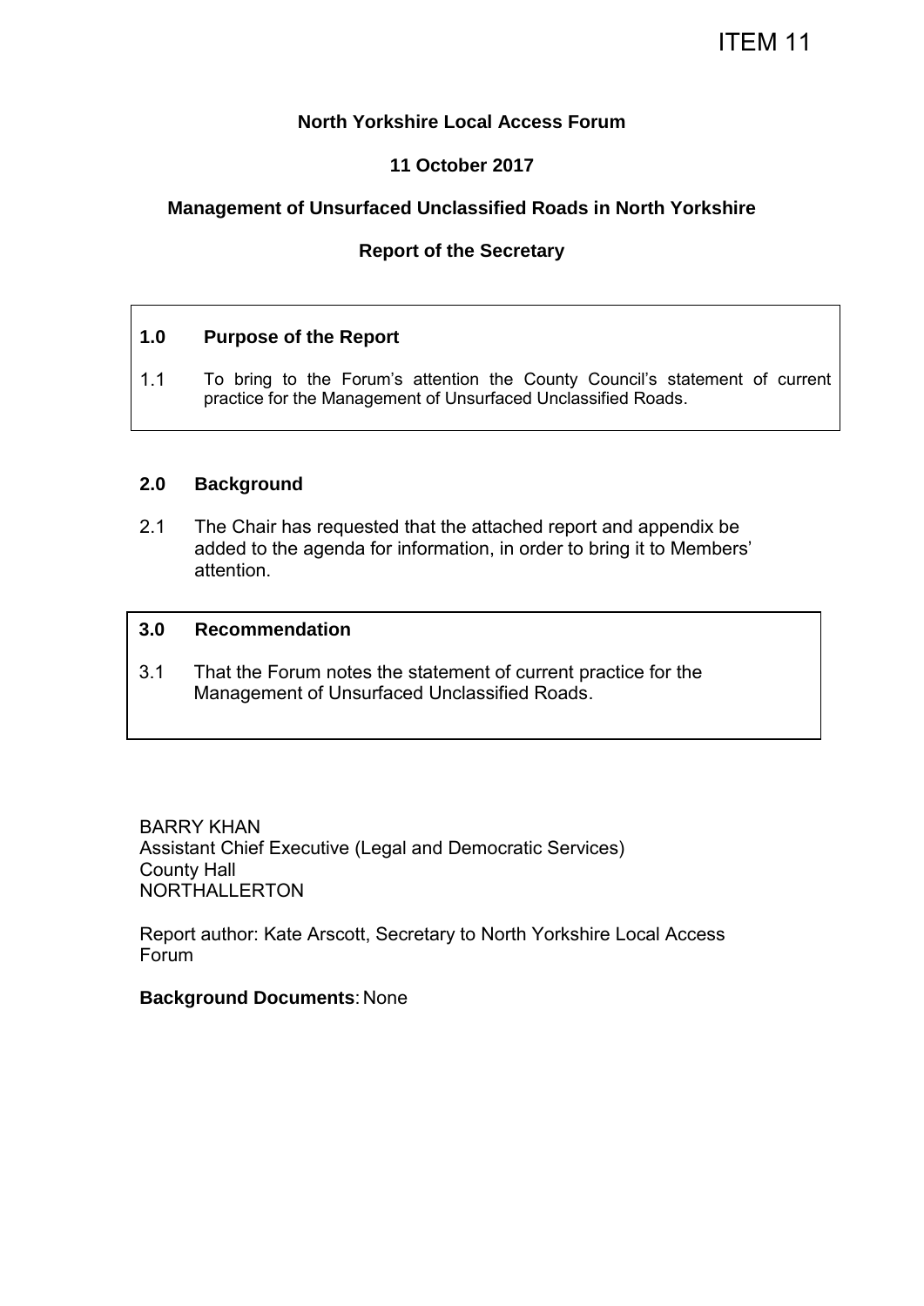ITEM 11

**North Yorkshire Local Access Forum**

**11 October 2017**

**Management of Unsurfaced Unclassified Roads in North Yorkshire**

**Report of the Secretary**

## 1.0 Purpose of the Report

1.1 To bring to the Forum's attention the County Council's statement of current practice for the Management of Unsurfaced Unclassified Roads.

## 2.0 Background

2.1 The Chair has requested that the attached report and appendix be added to the agenda for information, in order to bring it to Members' attention.

## 3.0 Recommendation

3.1 That the Forum notes the statement of current practice for the Management of Unsurfaced Unclassified Roads.

BARRY KHAN
Assistant Chief Executive (Legal and Democratic Services)
County Hall
NORTHALLERTON

Report author: Kate Arscott, Secretary to North Yorkshire Local Access Forum

**Background Documents**: None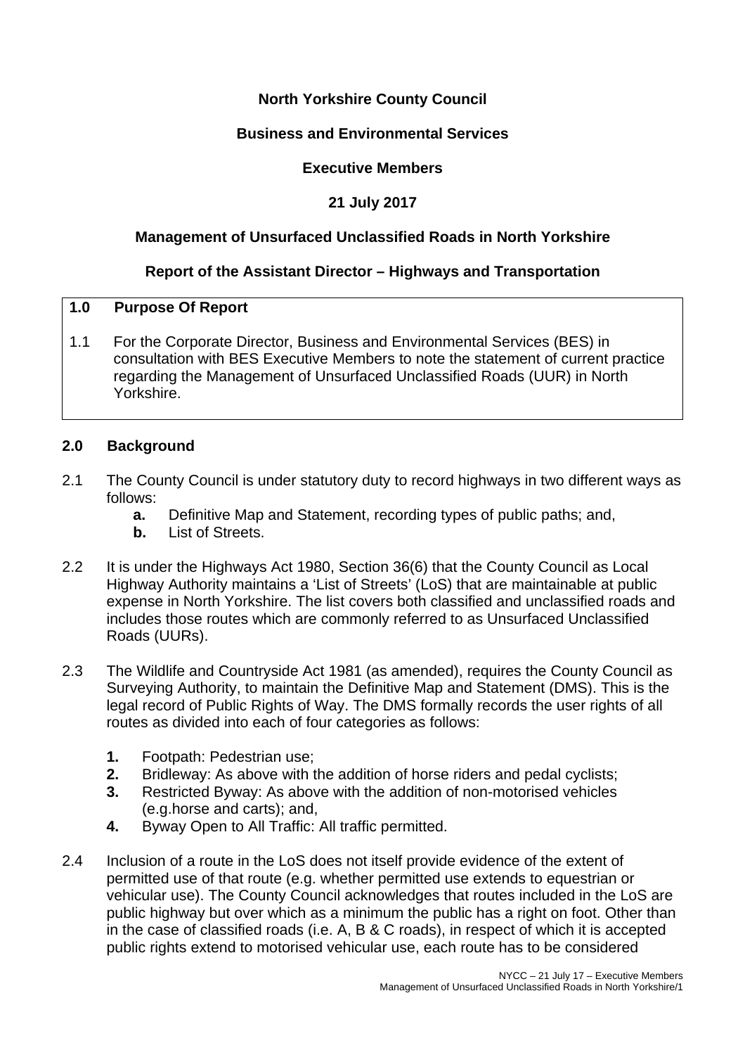**North Yorkshire County Council**

**Business and Environmental Services**

**Executive Members**

**21 July 2017**

**Management of Unsurfaced Unclassified Roads in North Yorkshire**

**Report of the Assistant Director – Highways and Transportation**

## 1.0 Purpose Of Report

1.1 For the Corporate Director, Business and Environmental Services (BES) in consultation with BES Executive Members to note the statement of current practice regarding the Management of Unsurfaced Unclassified Roads (UUR) in North Yorkshire.

## 2.0 Background

2.1 The County Council is under statutory duty to record highways in two different ways as follows:

- **a.** Definitive Map and Statement, recording types of public paths; and,
- **b.** List of Streets.

2.2 It is under the Highways Act 1980, Section 36(6) that the County Council as Local Highway Authority maintains a 'List of Streets' (LoS) that are maintainable at public expense in North Yorkshire. The list covers both classified and unclassified roads and includes those routes which are commonly referred to as Unsurfaced Unclassified Roads (UURs).

2.3 The Wildlife and Countryside Act 1981 (as amended), requires the County Council as Surveying Authority, to maintain the Definitive Map and Statement (DMS). This is the legal record of Public Rights of Way. The DMS formally records the user rights of all routes as divided into each of four categories as follows:

1. Footpath: Pedestrian use;
2. Bridleway: As above with the addition of horse riders and pedal cyclists;
3. Restricted Byway: As above with the addition of non-motorised vehicles (e.g.horse and carts); and,
4. Byway Open to All Traffic: All traffic permitted.

2.4 Inclusion of a route in the LoS does not itself provide evidence of the extent of permitted use of that route (e.g. whether permitted use extends to equestrian or vehicular use). The County Council acknowledges that routes included in the LoS are public highway but over which as a minimum the public has a right on foot. Other than in the case of classified roads (i.e. A, B & C roads), in respect of which it is accepted public rights extend to motorised vehicular use, each route has to be considered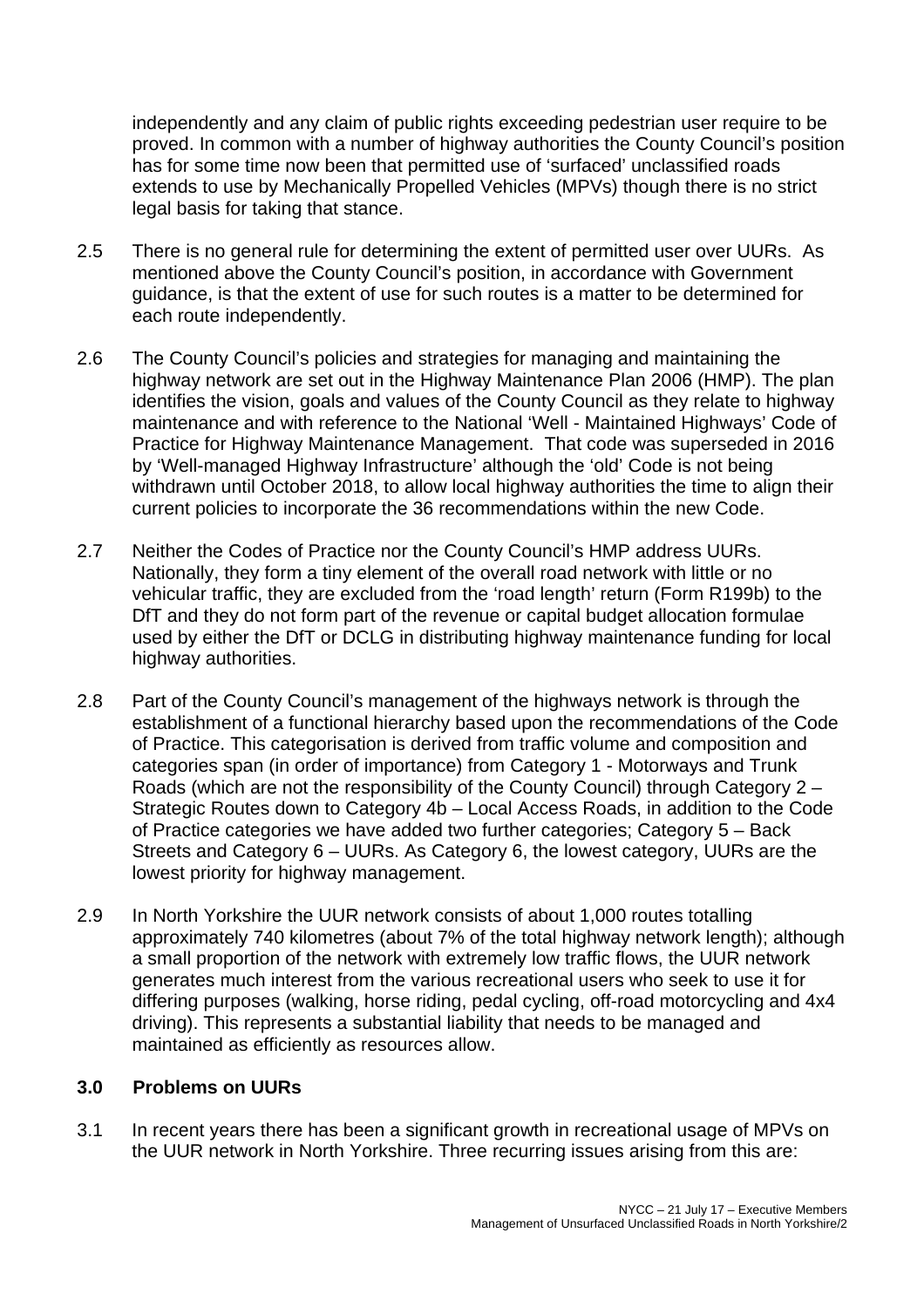independently and any claim of public rights exceeding pedestrian user require to be proved. In common with a number of highway authorities the County Council's position has for some time now been that permitted use of 'surfaced' unclassified roads extends to use by Mechanically Propelled Vehicles (MPVs) though there is no strict legal basis for taking that stance.

2.5 There is no general rule for determining the extent of permitted user over UURs. As mentioned above the County Council's position, in accordance with Government guidance, is that the extent of use for such routes is a matter to be determined for each route independently.

2.6 The County Council's policies and strategies for managing and maintaining the highway network are set out in the Highway Maintenance Plan 2006 (HMP). The plan identifies the vision, goals and values of the County Council as they relate to highway maintenance and with reference to the National 'Well - Maintained Highways' Code of Practice for Highway Maintenance Management. That code was superseded in 2016 by 'Well-managed Highway Infrastructure' although the 'old' Code is not being withdrawn until October 2018, to allow local highway authorities the time to align their current policies to incorporate the 36 recommendations within the new Code.

2.7 Neither the Codes of Practice nor the County Council's HMP address UURs. Nationally, they form a tiny element of the overall road network with little or no vehicular traffic, they are excluded from the 'road length' return (Form R199b) to the DfT and they do not form part of the revenue or capital budget allocation formulae used by either the DfT or DCLG in distributing highway maintenance funding for local highway authorities.

2.8 Part of the County Council's management of the highways network is through the establishment of a functional hierarchy based upon the recommendations of the Code of Practice. This categorisation is derived from traffic volume and composition and categories span (in order of importance) from Category 1 - Motorways and Trunk Roads (which are not the responsibility of the County Council) through Category 2 – Strategic Routes down to Category 4b – Local Access Roads, in addition to the Code of Practice categories we have added two further categories; Category 5 – Back Streets and Category 6 – UURs. As Category 6, the lowest category, UURs are the lowest priority for highway management.

2.9 In North Yorkshire the UUR network consists of about 1,000 routes totalling approximately 740 kilometres (about 7% of the total highway network length); although a small proportion of the network with extremely low traffic flows, the UUR network generates much interest from the various recreational users who seek to use it for differing purposes (walking, horse riding, pedal cycling, off-road motorcycling and 4x4 driving). This represents a substantial liability that needs to be managed and maintained as efficiently as resources allow.

## 3.0 Problems on UURs

3.1 In recent years there has been a significant growth in recreational usage of MPVs on the UUR network in North Yorkshire. Three recurring issues arising from this are: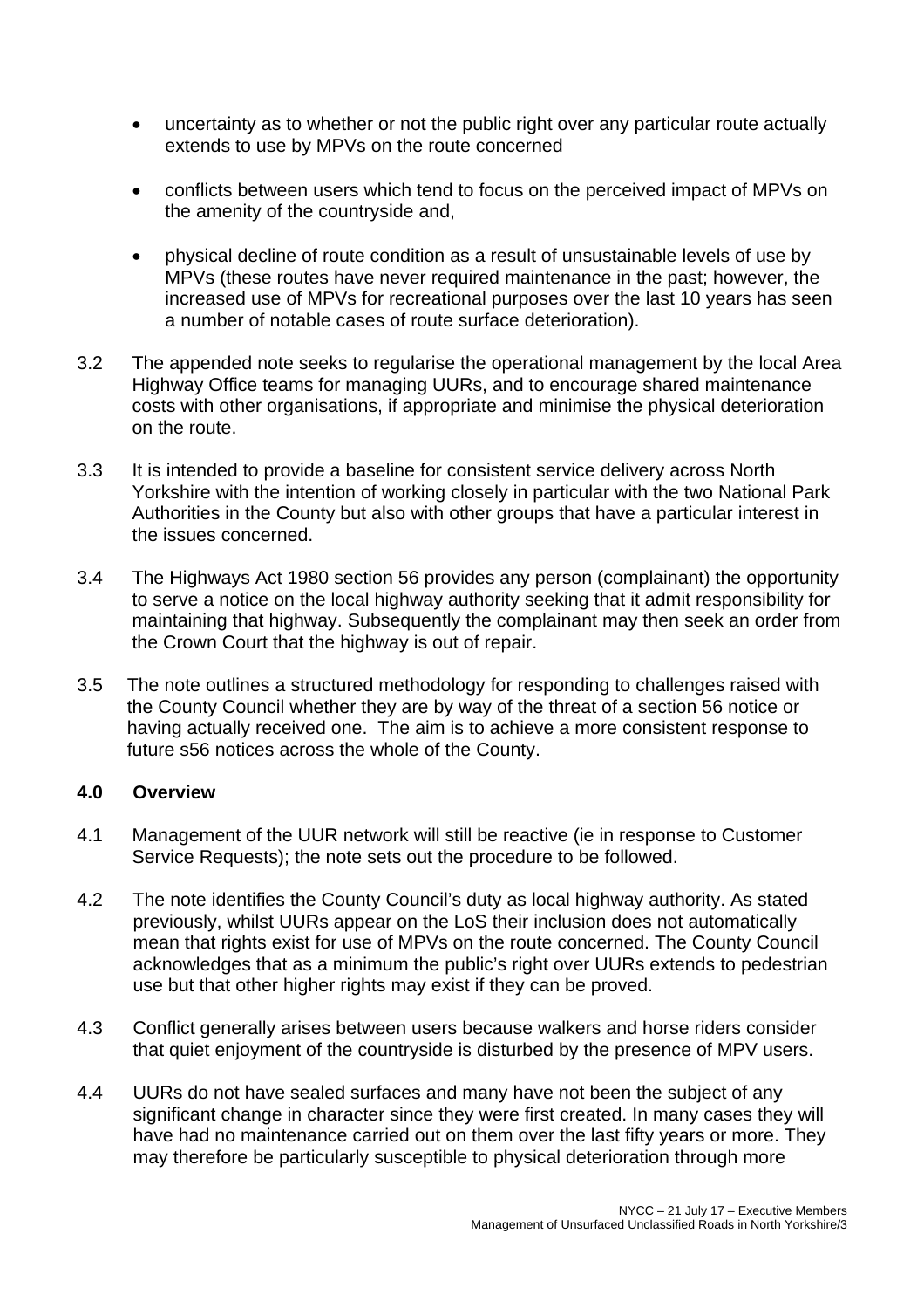- uncertainty as to whether or not the public right over any particular route actually extends to use by MPVs on the route concerned

- conflicts between users which tend to focus on the perceived impact of MPVs on the amenity of the countryside and,

- physical decline of route condition as a result of unsustainable levels of use by MPVs (these routes have never required maintenance in the past; however, the increased use of MPVs for recreational purposes over the last 10 years has seen a number of notable cases of route surface deterioration).

3.2 The appended note seeks to regularise the operational management by the local Area Highway Office teams for managing UURs, and to encourage shared maintenance costs with other organisations, if appropriate and minimise the physical deterioration on the route.

3.3 It is intended to provide a baseline for consistent service delivery across North Yorkshire with the intention of working closely in particular with the two National Park Authorities in the County but also with other groups that have a particular interest in the issues concerned.

3.4 The Highways Act 1980 section 56 provides any person (complainant) the opportunity to serve a notice on the local highway authority seeking that it admit responsibility for maintaining that highway. Subsequently the complainant may then seek an order from the Crown Court that the highway is out of repair.

3.5 The note outlines a structured methodology for responding to challenges raised with the County Council whether they are by way of the threat of a section 56 notice or having actually received one. The aim is to achieve a more consistent response to future s56 notices across the whole of the County.

**4.0 Overview**

4.1 Management of the UUR network will still be reactive (ie in response to Customer Service Requests); the note sets out the procedure to be followed.

4.2 The note identifies the County Council's duty as local highway authority. As stated previously, whilst UURs appear on the LoS their inclusion does not automatically mean that rights exist for use of MPVs on the route concerned. The County Council acknowledges that as a minimum the public's right over UURs extends to pedestrian use but that other higher rights may exist if they can be proved.

4.3 Conflict generally arises between users because walkers and horse riders consider that quiet enjoyment of the countryside is disturbed by the presence of MPV users.

4.4 UURs do not have sealed surfaces and many have not been the subject of any significant change in character since they were first created. In many cases they will have had no maintenance carried out on them over the last fifty years or more. They may therefore be particularly susceptible to physical deterioration through more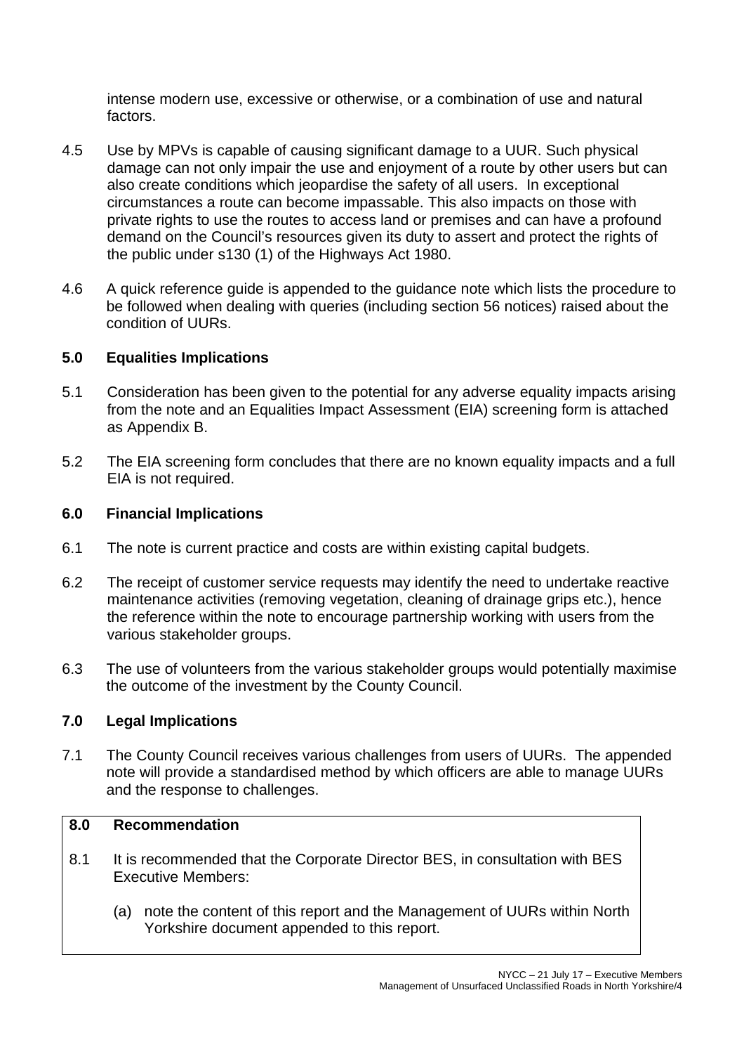intense modern use, excessive or otherwise, or a combination of use and natural factors.

4.5 Use by MPVs is capable of causing significant damage to a UUR. Such physical damage can not only impair the use and enjoyment of a route by other users but can also create conditions which jeopardise the safety of all users. In exceptional circumstances a route can become impassable. This also impacts on those with private rights to use the routes to access land or premises and can have a profound demand on the Council's resources given its duty to assert and protect the rights of the public under s130 (1) of the Highways Act 1980.

4.6 A quick reference guide is appended to the guidance note which lists the procedure to be followed when dealing with queries (including section 56 notices) raised about the condition of UURs.

## 5.0 Equalities Implications

5.1 Consideration has been given to the potential for any adverse equality impacts arising from the note and an Equalities Impact Assessment (EIA) screening form is attached as Appendix B.

5.2 The EIA screening form concludes that there are no known equality impacts and a full EIA is not required.

## 6.0 Financial Implications

6.1 The note is current practice and costs are within existing capital budgets.

6.2 The receipt of customer service requests may identify the need to undertake reactive maintenance activities (removing vegetation, cleaning of drainage grips etc.), hence the reference within the note to encourage partnership working with users from the various stakeholder groups.

6.3 The use of volunteers from the various stakeholder groups would potentially maximise the outcome of the investment by the County Council.

## 7.0 Legal Implications

7.1 The County Council receives various challenges from users of UURs. The appended note will provide a standardised method by which officers are able to manage UURs and the response to challenges.

## 8.0 Recommendation

8.1 It is recommended that the Corporate Director BES, in consultation with BES Executive Members:

(a) note the content of this report and the Management of UURs within North Yorkshire document appended to this report.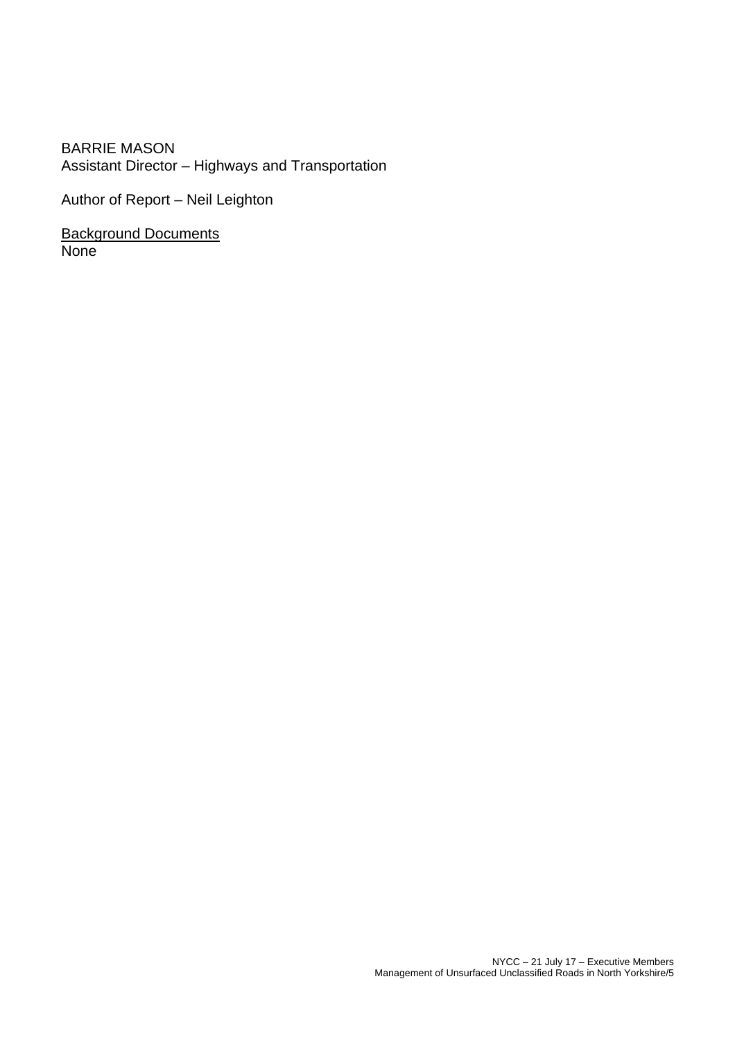BARRIE MASON
Assistant Director – Highways and Transportation

Author of Report – Neil Leighton

Background Documents
None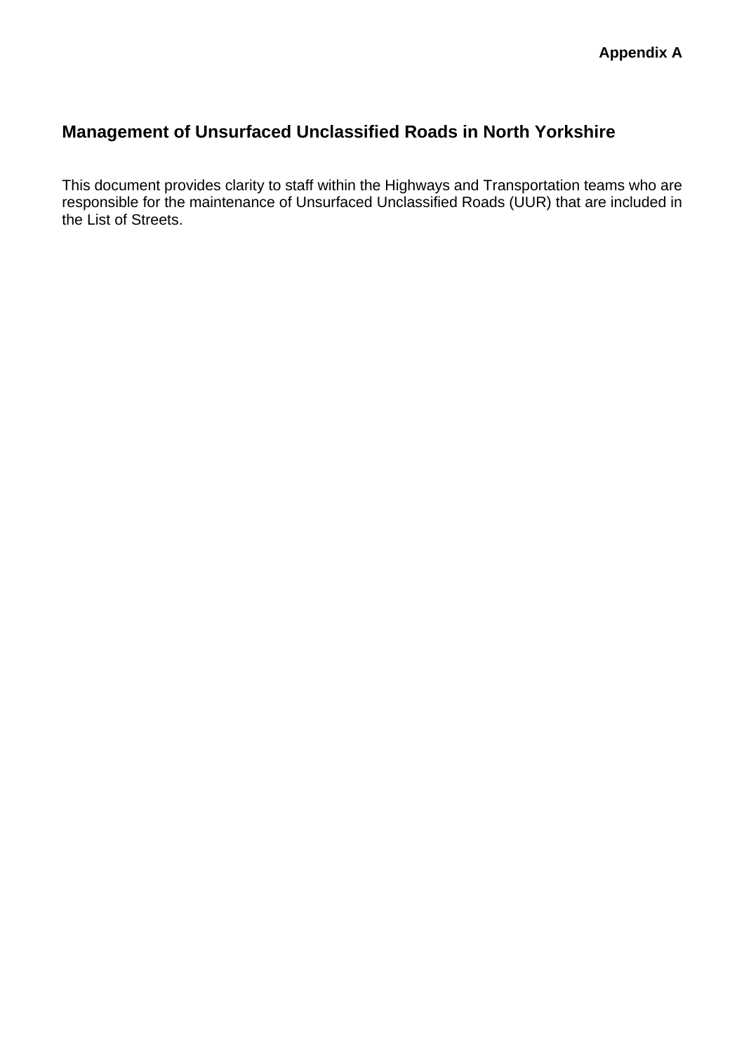**Appendix A**

# Management of Unsurfaced Unclassified Roads in North Yorkshire

This document provides clarity to staff within the Highways and Transportation teams who are responsible for the maintenance of Unsurfaced Unclassified Roads (UUR) that are included in the List of Streets.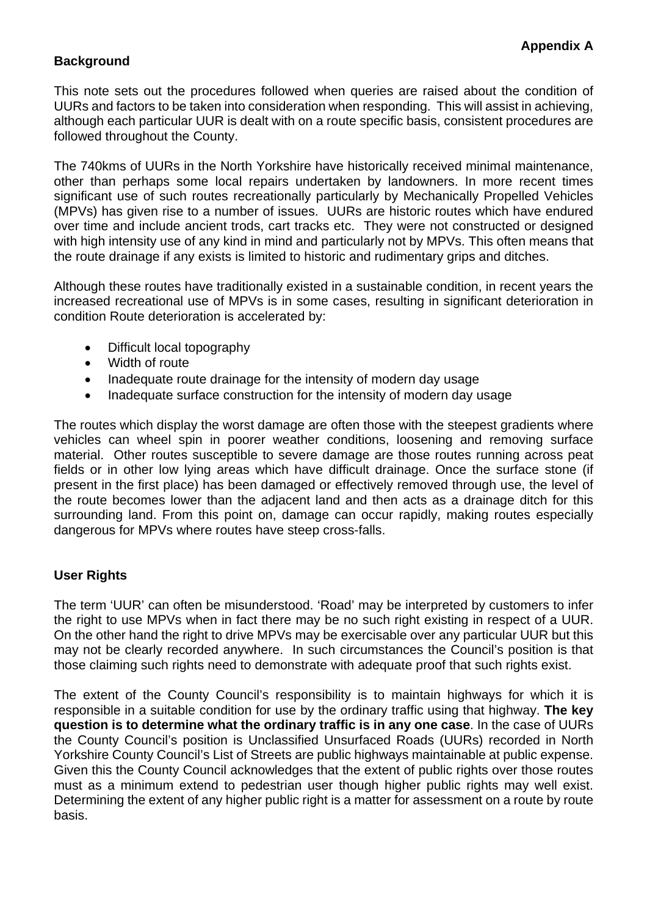**Appendix A**

## Background

This note sets out the procedures followed when queries are raised about the condition of UURs and factors to be taken into consideration when responding. This will assist in achieving, although each particular UUR is dealt with on a route specific basis, consistent procedures are followed throughout the County.

The 740kms of UURs in the North Yorkshire have historically received minimal maintenance, other than perhaps some local repairs undertaken by landowners. In more recent times significant use of such routes recreationally particularly by Mechanically Propelled Vehicles (MPVs) has given rise to a number of issues. UURs are historic routes which have endured over time and include ancient trods, cart tracks etc. They were not constructed or designed with high intensity use of any kind in mind and particularly not by MPVs. This often means that the route drainage if any exists is limited to historic and rudimentary grips and ditches.

Although these routes have traditionally existed in a sustainable condition, in recent years the increased recreational use of MPVs is in some cases, resulting in significant deterioration in condition Route deterioration is accelerated by:

- Difficult local topography
- Width of route
- Inadequate route drainage for the intensity of modern day usage
- Inadequate surface construction for the intensity of modern day usage

The routes which display the worst damage are often those with the steepest gradients where vehicles can wheel spin in poorer weather conditions, loosening and removing surface material. Other routes susceptible to severe damage are those routes running across peat fields or in other low lying areas which have difficult drainage. Once the surface stone (if present in the first place) has been damaged or effectively removed through use, the level of the route becomes lower than the adjacent land and then acts as a drainage ditch for this surrounding land. From this point on, damage can occur rapidly, making routes especially dangerous for MPVs where routes have steep cross-falls.

## User Rights

The term 'UUR' can often be misunderstood. 'Road' may be interpreted by customers to infer the right to use MPVs when in fact there may be no such right existing in respect of a UUR. On the other hand the right to drive MPVs may be exercisable over any particular UUR but this may not be clearly recorded anywhere. In such circumstances the Council's position is that those claiming such rights need to demonstrate with adequate proof that such rights exist.

The extent of the County Council's responsibility is to maintain highways for which it is responsible in a suitable condition for use by the ordinary traffic using that highway. **The key question is to determine what the ordinary traffic is in any one case**. In the case of UURs the County Council's position is Unclassified Unsurfaced Roads (UURs) recorded in North Yorkshire County Council's List of Streets are public highways maintainable at public expense. Given this the County Council acknowledges that the extent of public rights over those routes must as a minimum extend to pedestrian user though higher public rights may well exist. Determining the extent of any higher public right is a matter for assessment on a route by route basis.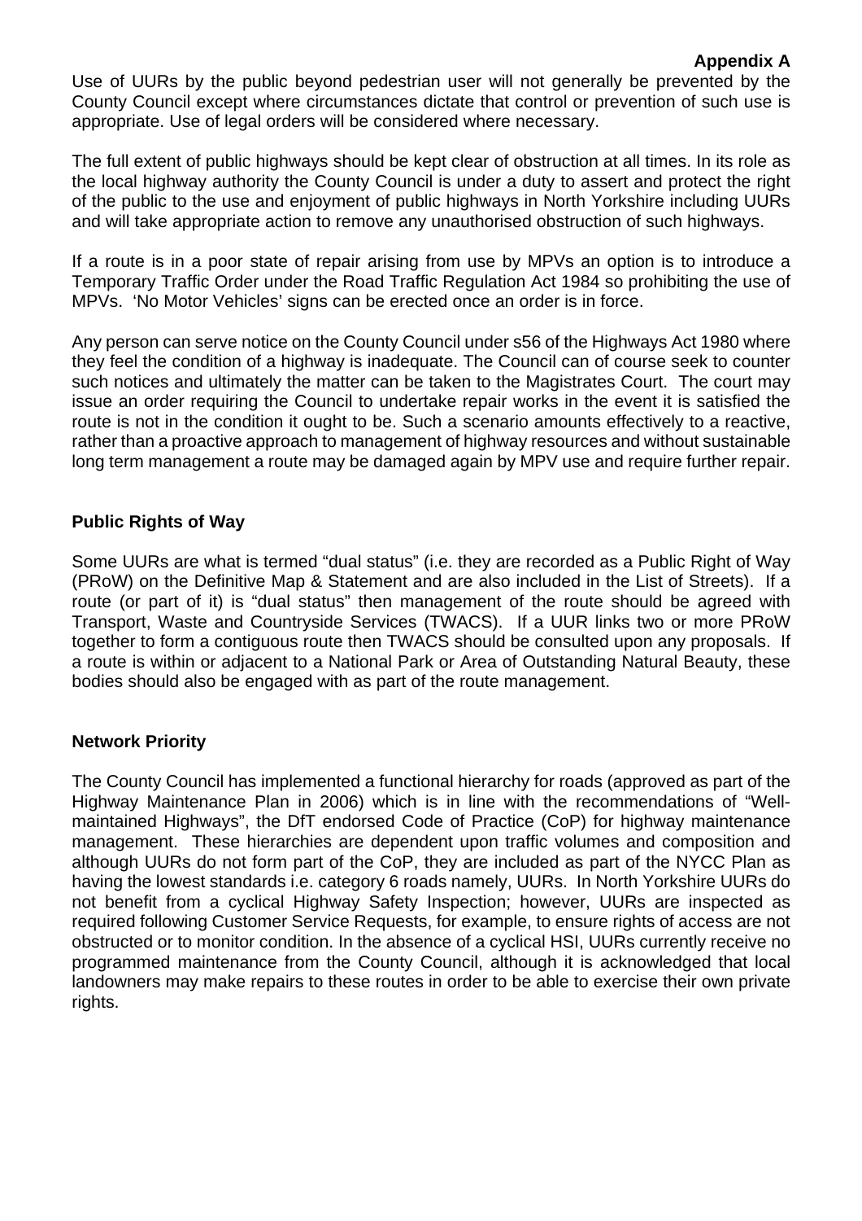**Appendix A**

Use of UURs by the public beyond pedestrian user will not generally be prevented by the County Council except where circumstances dictate that control or prevention of such use is appropriate. Use of legal orders will be considered where necessary.

The full extent of public highways should be kept clear of obstruction at all times. In its role as the local highway authority the County Council is under a duty to assert and protect the right of the public to the use and enjoyment of public highways in North Yorkshire including UURs and will take appropriate action to remove any unauthorised obstruction of such highways.

If a route is in a poor state of repair arising from use by MPVs an option is to introduce a Temporary Traffic Order under the Road Traffic Regulation Act 1984 so prohibiting the use of MPVs. 'No Motor Vehicles' signs can be erected once an order is in force.

Any person can serve notice on the County Council under s56 of the Highways Act 1980 where they feel the condition of a highway is inadequate. The Council can of course seek to counter such notices and ultimately the matter can be taken to the Magistrates Court. The court may issue an order requiring the Council to undertake repair works in the event it is satisfied the route is not in the condition it ought to be. Such a scenario amounts effectively to a reactive, rather than a proactive approach to management of highway resources and without sustainable long term management a route may be damaged again by MPV use and require further repair.

## Public Rights of Way

Some UURs are what is termed "dual status" (i.e. they are recorded as a Public Right of Way (PRoW) on the Definitive Map & Statement and are also included in the List of Streets). If a route (or part of it) is "dual status" then management of the route should be agreed with Transport, Waste and Countryside Services (TWACS). If a UUR links two or more PRoW together to form a contiguous route then TWACS should be consulted upon any proposals. If a route is within or adjacent to a National Park or Area of Outstanding Natural Beauty, these bodies should also be engaged with as part of the route management.

## Network Priority

The County Council has implemented a functional hierarchy for roads (approved as part of the Highway Maintenance Plan in 2006) which is in line with the recommendations of "Well-maintained Highways", the DfT endorsed Code of Practice (CoP) for highway maintenance management. These hierarchies are dependent upon traffic volumes and composition and although UURs do not form part of the CoP, they are included as part of the NYCC Plan as having the lowest standards i.e. category 6 roads namely, UURs. In North Yorkshire UURs do not benefit from a cyclical Highway Safety Inspection; however, UURs are inspected as required following Customer Service Requests, for example, to ensure rights of access are not obstructed or to monitor condition. In the absence of a cyclical HSI, UURs currently receive no programmed maintenance from the County Council, although it is acknowledged that local landowners may make repairs to these routes in order to be able to exercise their own private rights.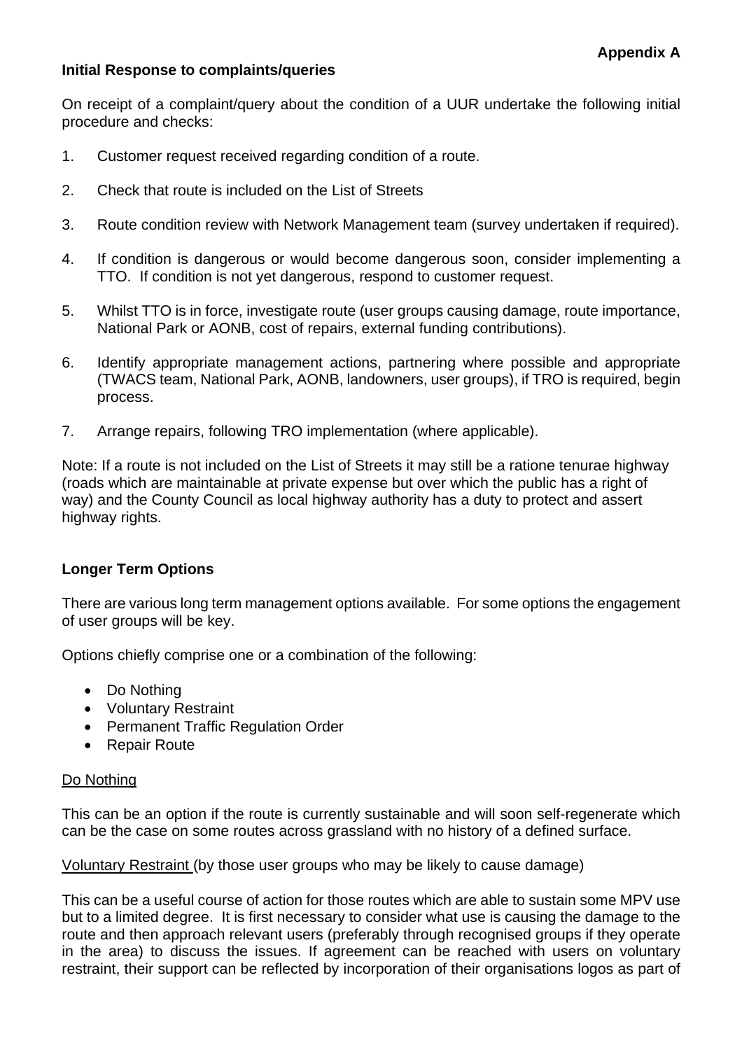**Appendix A**

**Initial Response to complaints/queries**

On receipt of a complaint/query about the condition of a UUR undertake the following initial procedure and checks:

1. Customer request received regarding condition of a route.

2. Check that route is included on the List of Streets

3. Route condition review with Network Management team (survey undertaken if required).

4. If condition is dangerous or would become dangerous soon, consider implementing a TTO. If condition is not yet dangerous, respond to customer request.

5. Whilst TTO is in force, investigate route (user groups causing damage, route importance, National Park or AONB, cost of repairs, external funding contributions).

6. Identify appropriate management actions, partnering where possible and appropriate (TWACS team, National Park, AONB, landowners, user groups), if TRO is required, begin process.

7. Arrange repairs, following TRO implementation (where applicable).

Note: If a route is not included on the List of Streets it may still be a ratione tenurae highway (roads which are maintainable at private expense but over which the public has a right of way) and the County Council as local highway authority has a duty to protect and assert highway rights.

**Longer Term Options**

There are various long term management options available. For some options the engagement of user groups will be key.

Options chiefly comprise one or a combination of the following:

- Do Nothing
- Voluntary Restraint
- Permanent Traffic Regulation Order
- Repair Route

<u>Do Nothing</u>

This can be an option if the route is currently sustainable and will soon self-regenerate which can be the case on some routes across grassland with no history of a defined surface.

<u>Voluntary Restraint</u> (by those user groups who may be likely to cause damage)

This can be a useful course of action for those routes which are able to sustain some MPV use but to a limited degree. It is first necessary to consider what use is causing the damage to the route and then approach relevant users (preferably through recognised groups if they operate in the area) to discuss the issues. If agreement can be reached with users on voluntary restraint, their support can be reflected by incorporation of their organisations logos as part of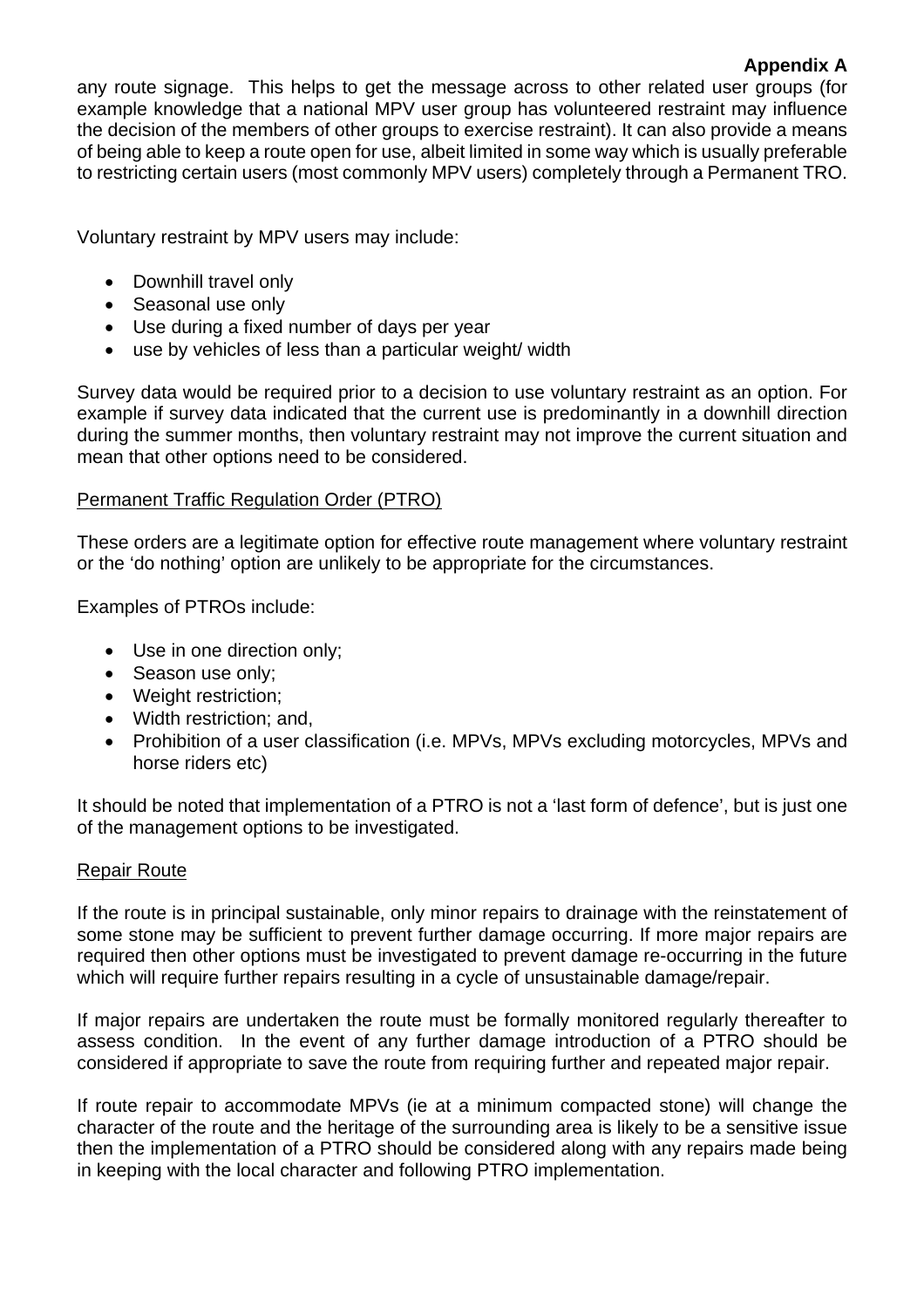any route signage. This helps to get the message across to other related user groups (for example knowledge that a national MPV user group has volunteered restraint may influence the decision of the members of other groups to exercise restraint). It can also provide a means of being able to keep a route open for use, albeit limited in some way which is usually preferable to restricting certain users (most commonly MPV users) completely through a Permanent TRO.

Voluntary restraint by MPV users may include:

- Downhill travel only
- Seasonal use only
- Use during a fixed number of days per year
- use by vehicles of less than a particular weight/ width

Survey data would be required prior to a decision to use voluntary restraint as an option. For example if survey data indicated that the current use is predominantly in a downhill direction during the summer months, then voluntary restraint may not improve the current situation and mean that other options need to be considered.

<u>Permanent Traffic Regulation Order (PTRO)</u>

These orders are a legitimate option for effective route management where voluntary restraint or the 'do nothing' option are unlikely to be appropriate for the circumstances.

Examples of PTROs include:

- Use in one direction only;
- Season use only;
- Weight restriction;
- Width restriction; and,
- Prohibition of a user classification (i.e. MPVs, MPVs excluding motorcycles, MPVs and horse riders etc)

It should be noted that implementation of a PTRO is not a 'last form of defence', but is just one of the management options to be investigated.

<u>Repair Route</u>

If the route is in principal sustainable, only minor repairs to drainage with the reinstatement of some stone may be sufficient to prevent further damage occurring. If more major repairs are required then other options must be investigated to prevent damage re-occurring in the future which will require further repairs resulting in a cycle of unsustainable damage/repair.

If major repairs are undertaken the route must be formally monitored regularly thereafter to assess condition. In the event of any further damage introduction of a PTRO should be considered if appropriate to save the route from requiring further and repeated major repair.

If route repair to accommodate MPVs (ie at a minimum compacted stone) will change the character of the route and the heritage of the surrounding area is likely to be a sensitive issue then the implementation of a PTRO should be considered along with any repairs made being in keeping with the local character and following PTRO implementation.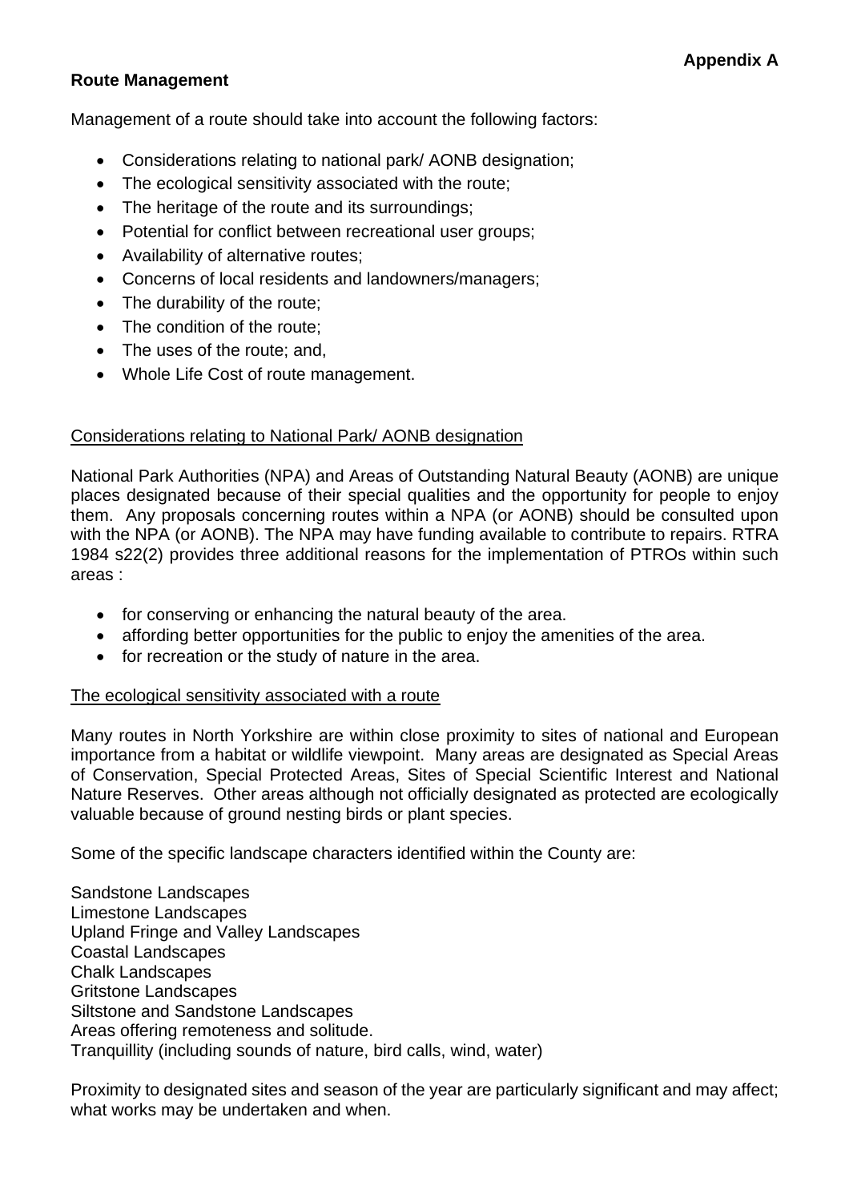**Appendix A**

**Route Management**

Management of a route should take into account the following factors:

- Considerations relating to national park/ AONB designation;
- The ecological sensitivity associated with the route;
- The heritage of the route and its surroundings;
- Potential for conflict between recreational user groups;
- Availability of alternative routes;
- Concerns of local residents and landowners/managers;
- The durability of the route;
- The condition of the route;
- The uses of the route; and,
- Whole Life Cost of route management.

Considerations relating to National Park/ AONB designation

National Park Authorities (NPA) and Areas of Outstanding Natural Beauty (AONB) are unique places designated because of their special qualities and the opportunity for people to enjoy them. Any proposals concerning routes within a NPA (or AONB) should be consulted upon with the NPA (or AONB). The NPA may have funding available to contribute to repairs. RTRA 1984 s22(2) provides three additional reasons for the implementation of PTROs within such areas :

- for conserving or enhancing the natural beauty of the area.
- affording better opportunities for the public to enjoy the amenities of the area.
- for recreation or the study of nature in the area.

The ecological sensitivity associated with a route

Many routes in North Yorkshire are within close proximity to sites of national and European importance from a habitat or wildlife viewpoint. Many areas are designated as Special Areas of Conservation, Special Protected Areas, Sites of Special Scientific Interest and National Nature Reserves. Other areas although not officially designated as protected are ecologically valuable because of ground nesting birds or plant species.

Some of the specific landscape characters identified within the County are:

Sandstone Landscapes
Limestone Landscapes
Upland Fringe and Valley Landscapes
Coastal Landscapes
Chalk Landscapes
Gritstone Landscapes
Siltstone and Sandstone Landscapes
Areas offering remoteness and solitude.
Tranquillity (including sounds of nature, bird calls, wind, water)

Proximity to designated sites and season of the year are particularly significant and may affect; what works may be undertaken and when.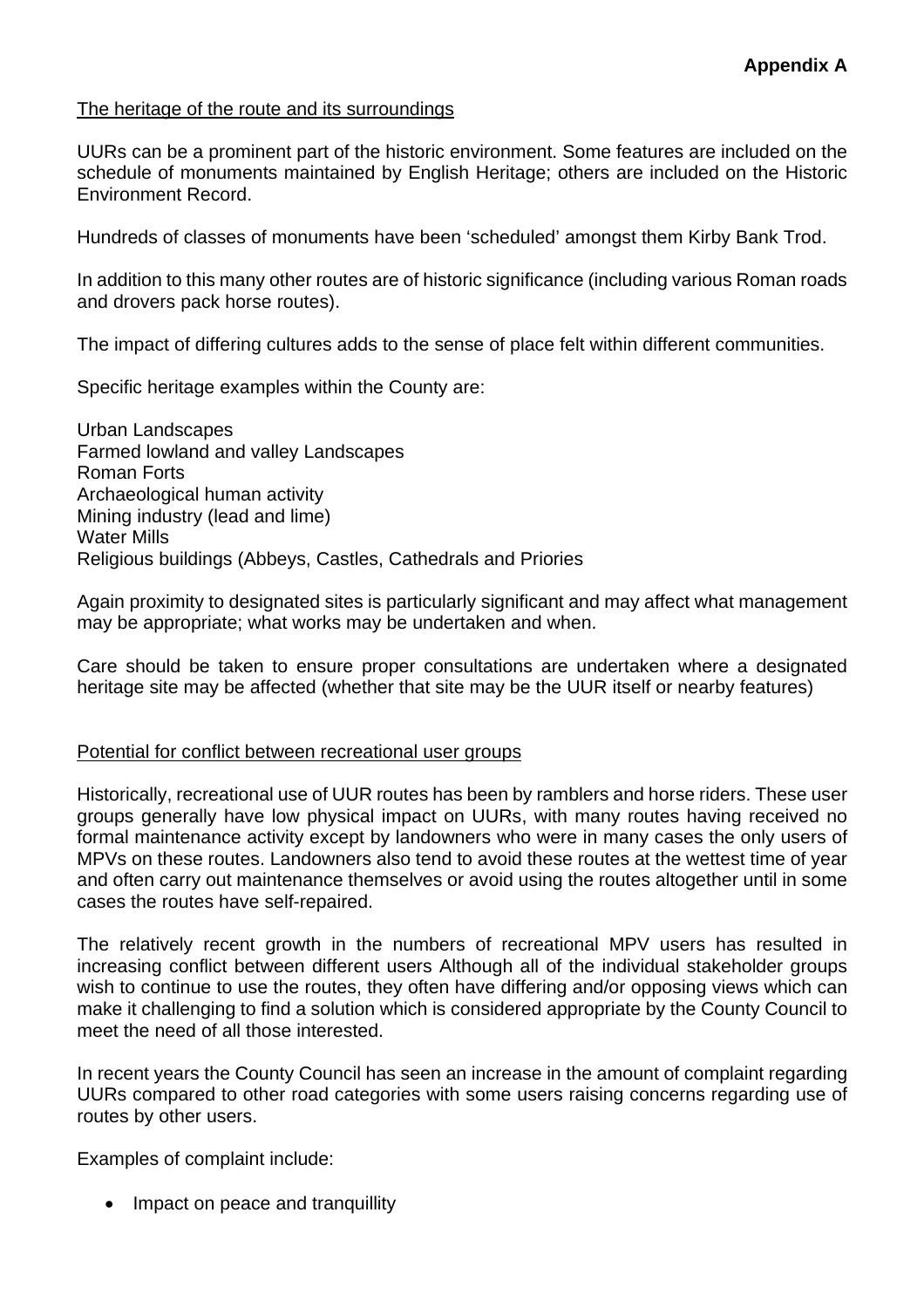**Appendix A**

The heritage of the route and its surroundings

UURs can be a prominent part of the historic environment. Some features are included on the schedule of monuments maintained by English Heritage; others are included on the Historic Environment Record.

Hundreds of classes of monuments have been 'scheduled' amongst them Kirby Bank Trod.

In addition to this many other routes are of historic significance (including various Roman roads and drovers pack horse routes).

The impact of differing cultures adds to the sense of place felt within different communities.

Specific heritage examples within the County are:

Urban Landscapes
Farmed lowland and valley Landscapes
Roman Forts
Archaeological human activity
Mining industry (lead and lime)
Water Mills
Religious buildings (Abbeys, Castles, Cathedrals and Priories

Again proximity to designated sites is particularly significant and may affect what management may be appropriate; what works may be undertaken and when.

Care should be taken to ensure proper consultations are undertaken where a designated heritage site may be affected (whether that site may be the UUR itself or nearby features)

Potential for conflict between recreational user groups

Historically, recreational use of UUR routes has been by ramblers and horse riders. These user groups generally have low physical impact on UURs, with many routes having received no formal maintenance activity except by landowners who were in many cases the only users of MPVs on these routes. Landowners also tend to avoid these routes at the wettest time of year and often carry out maintenance themselves or avoid using the routes altogether until in some cases the routes have self-repaired.

The relatively recent growth in the numbers of recreational MPV users has resulted in increasing conflict between different users Although all of the individual stakeholder groups wish to continue to use the routes, they often have differing and/or opposing views which can make it challenging to find a solution which is considered appropriate by the County Council to meet the need of all those interested.

In recent years the County Council has seen an increase in the amount of complaint regarding UURs compared to other road categories with some users raising concerns regarding use of routes by other users.

Examples of complaint include:

- Impact on peace and tranquillity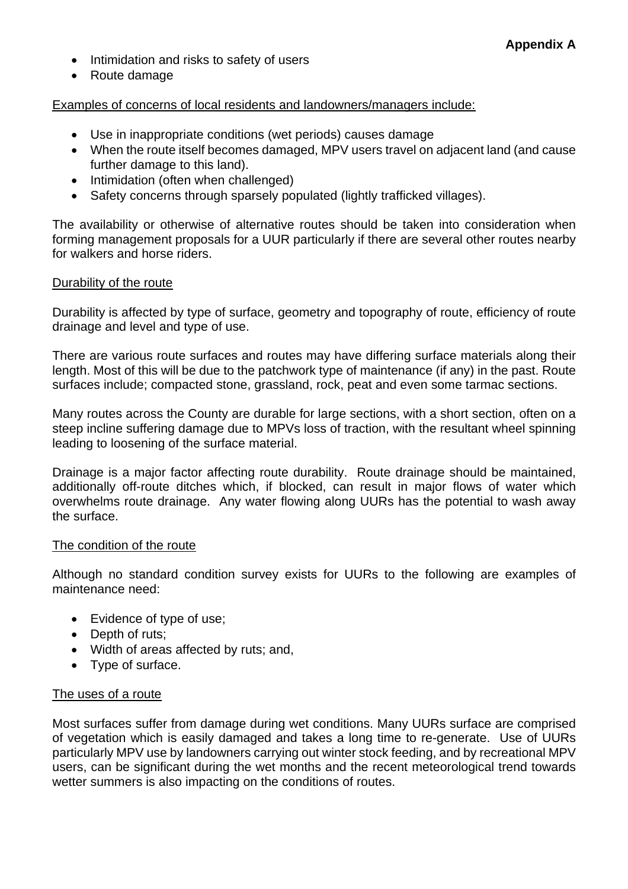- Intimidation and risks to safety of users
- Route damage

Examples of concerns of local residents and landowners/managers include:

- Use in inappropriate conditions (wet periods) causes damage
- When the route itself becomes damaged, MPV users travel on adjacent land (and cause further damage to this land).
- Intimidation (often when challenged)
- Safety concerns through sparsely populated (lightly trafficked villages).

The availability or otherwise of alternative routes should be taken into consideration when forming management proposals for a UUR particularly if there are several other routes nearby for walkers and horse riders.

Durability of the route

Durability is affected by type of surface, geometry and topography of route, efficiency of route drainage and level and type of use.

There are various route surfaces and routes may have differing surface materials along their length. Most of this will be due to the patchwork type of maintenance (if any) in the past. Route surfaces include; compacted stone, grassland, rock, peat and even some tarmac sections.

Many routes across the County are durable for large sections, with a short section, often on a steep incline suffering damage due to MPVs loss of traction, with the resultant wheel spinning leading to loosening of the surface material.

Drainage is a major factor affecting route durability. Route drainage should be maintained, additionally off-route ditches which, if blocked, can result in major flows of water which overwhelms route drainage. Any water flowing along UURs has the potential to wash away the surface.

The condition of the route

Although no standard condition survey exists for UURs to the following are examples of maintenance need:

- Evidence of type of use;
- Depth of ruts;
- Width of areas affected by ruts; and,
- Type of surface.

The uses of a route

Most surfaces suffer from damage during wet conditions. Many UURs surface are comprised of vegetation which is easily damaged and takes a long time to re-generate. Use of UURs particularly MPV use by landowners carrying out winter stock feeding, and by recreational MPV users, can be significant during the wet months and the recent meteorological trend towards wetter summers is also impacting on the conditions of routes.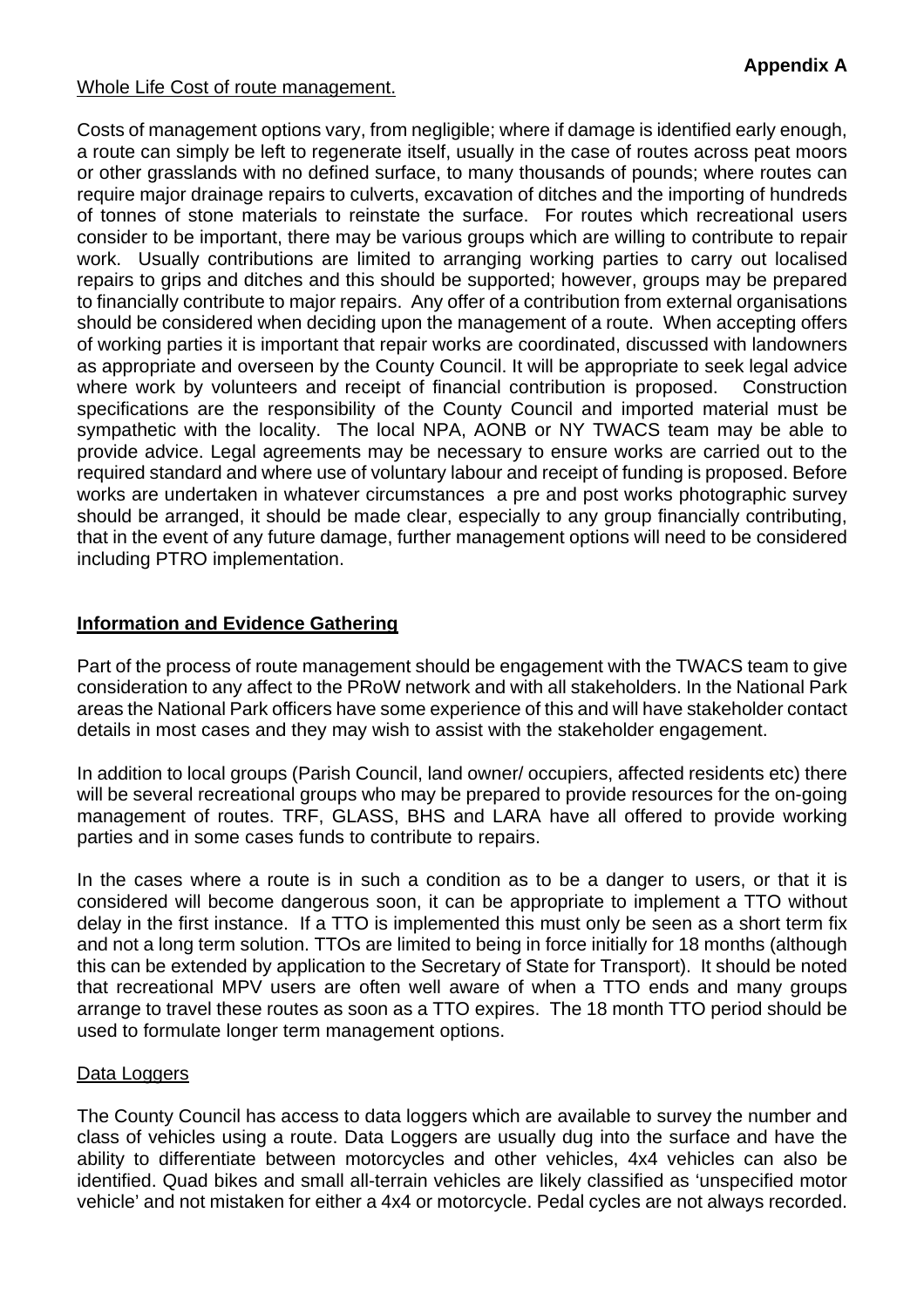**Appendix A**

Whole Life Cost of route management.

Costs of management options vary, from negligible; where if damage is identified early enough, a route can simply be left to regenerate itself, usually in the case of routes across peat moors or other grasslands with no defined surface, to many thousands of pounds; where routes can require major drainage repairs to culverts, excavation of ditches and the importing of hundreds of tonnes of stone materials to reinstate the surface. For routes which recreational users consider to be important, there may be various groups which are willing to contribute to repair work. Usually contributions are limited to arranging working parties to carry out localised repairs to grips and ditches and this should be supported; however, groups may be prepared to financially contribute to major repairs. Any offer of a contribution from external organisations should be considered when deciding upon the management of a route. When accepting offers of working parties it is important that repair works are coordinated, discussed with landowners as appropriate and overseen by the County Council. It will be appropriate to seek legal advice where work by volunteers and receipt of financial contribution is proposed. Construction specifications are the responsibility of the County Council and imported material must be sympathetic with the locality. The local NPA, AONB or NY TWACS team may be able to provide advice. Legal agreements may be necessary to ensure works are carried out to the required standard and where use of voluntary labour and receipt of funding is proposed. Before works are undertaken in whatever circumstances a pre and post works photographic survey should be arranged, it should be made clear, especially to any group financially contributing, that in the event of any future damage, further management options will need to be considered including PTRO implementation.

## Information and Evidence Gathering

Part of the process of route management should be engagement with the TWACS team to give consideration to any affect to the PRoW network and with all stakeholders. In the National Park areas the National Park officers have some experience of this and will have stakeholder contact details in most cases and they may wish to assist with the stakeholder engagement.

In addition to local groups (Parish Council, land owner/ occupiers, affected residents etc) there will be several recreational groups who may be prepared to provide resources for the on-going management of routes. TRF, GLASS, BHS and LARA have all offered to provide working parties and in some cases funds to contribute to repairs.

In the cases where a route is in such a condition as to be a danger to users, or that it is considered will become dangerous soon, it can be appropriate to implement a TTO without delay in the first instance. If a TTO is implemented this must only be seen as a short term fix and not a long term solution. TTOs are limited to being in force initially for 18 months (although this can be extended by application to the Secretary of State for Transport). It should be noted that recreational MPV users are often well aware of when a TTO ends and many groups arrange to travel these routes as soon as a TTO expires. The 18 month TTO period should be used to formulate longer term management options.

Data Loggers

The County Council has access to data loggers which are available to survey the number and class of vehicles using a route. Data Loggers are usually dug into the surface and have the ability to differentiate between motorcycles and other vehicles, 4x4 vehicles can also be identified. Quad bikes and small all-terrain vehicles are likely classified as 'unspecified motor vehicle' and not mistaken for either a 4x4 or motorcycle. Pedal cycles are not always recorded.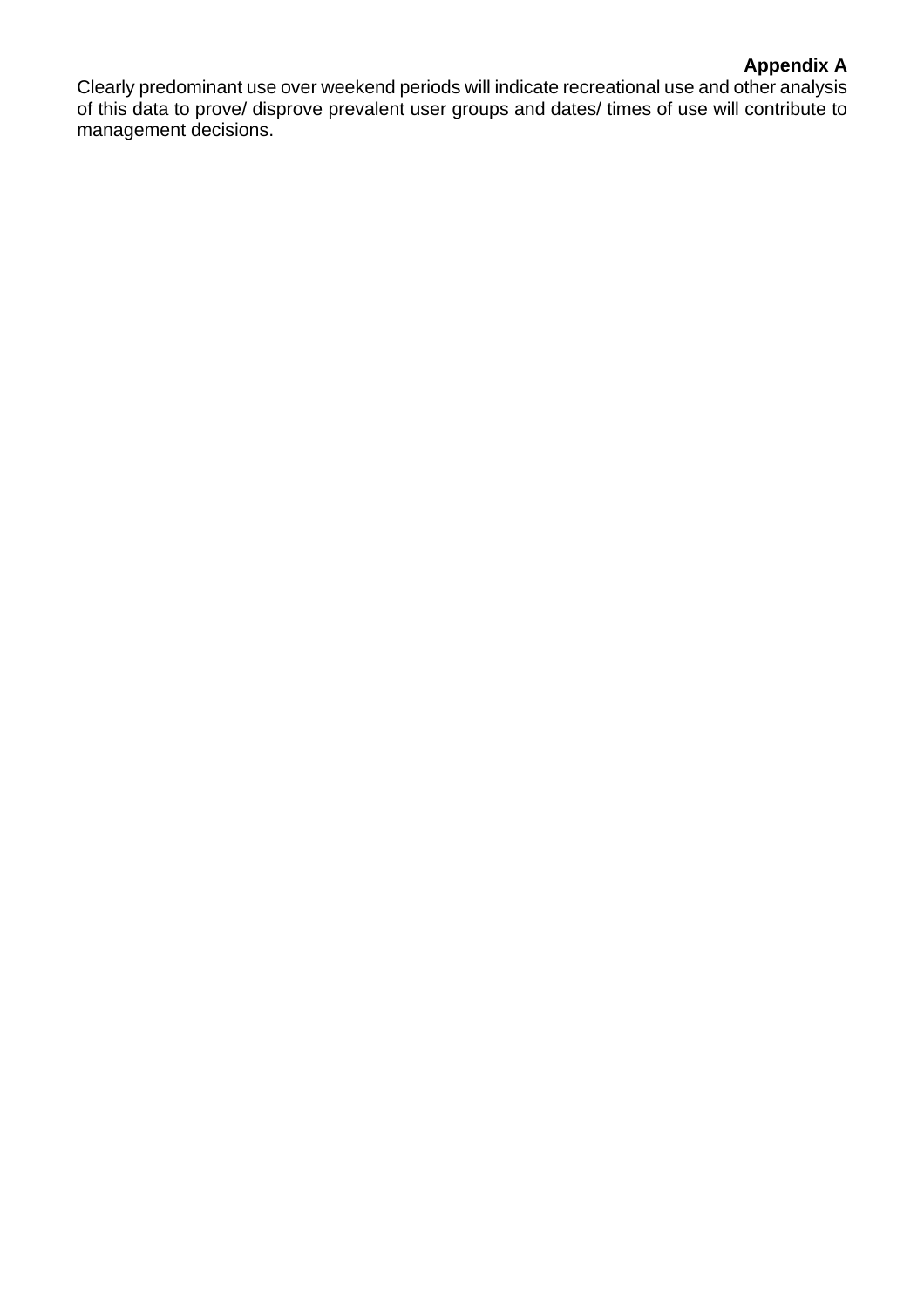**Appendix A**

Clearly predominant use over weekend periods will indicate recreational use and other analysis of this data to prove/ disprove prevalent user groups and dates/ times of use will contribute to management decisions.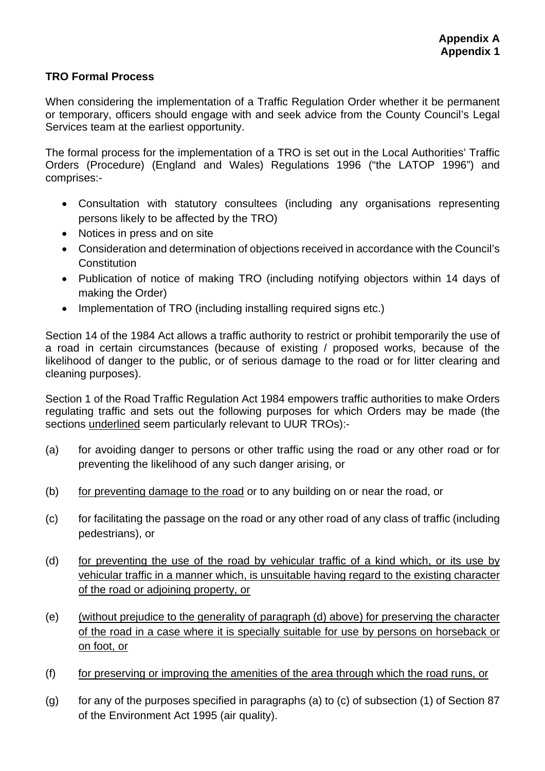**Appendix A**
**Appendix 1**

**TRO Formal Process**

When considering the implementation of a Traffic Regulation Order whether it be permanent or temporary, officers should engage with and seek advice from the County Council's Legal Services team at the earliest opportunity.

The formal process for the implementation of a TRO is set out in the Local Authorities' Traffic Orders (Procedure) (England and Wales) Regulations 1996 ("the LATOP 1996") and comprises:-

- Consultation with statutory consultees (including any organisations representing persons likely to be affected by the TRO)
- Notices in press and on site
- Consideration and determination of objections received in accordance with the Council's Constitution
- Publication of notice of making TRO (including notifying objectors within 14 days of making the Order)
- Implementation of TRO (including installing required signs etc.)

Section 14 of the 1984 Act allows a traffic authority to restrict or prohibit temporarily the use of a road in certain circumstances (because of existing / proposed works, because of the likelihood of danger to the public, or of serious damage to the road or for litter clearing and cleaning purposes).

Section 1 of the Road Traffic Regulation Act 1984 empowers traffic authorities to make Orders regulating traffic and sets out the following purposes for which Orders may be made (the sections <u>underlined</u> seem particularly relevant to UUR TROs):-

(a) for avoiding danger to persons or other traffic using the road or any other road or for preventing the likelihood of any such danger arising, or

(b) <u>for preventing damage to the road</u> or to any building on or near the road, or

(c) for facilitating the passage on the road or any other road of any class of traffic (including pedestrians), or

(d) <u>for preventing the use of the road by vehicular traffic of a kind which, or its use by vehicular traffic in a manner which, is unsuitable having regard to the existing character of the road or adjoining property, or</u>

(e) <u>(without prejudice to the generality of paragraph (d) above) for preserving the character of the road in a case where it is specially suitable for use by persons on horseback or on foot, or</u>

(f) <u>for preserving or improving the amenities of the area through which the road runs, or</u>

(g) for any of the purposes specified in paragraphs (a) to (c) of subsection (1) of Section 87 of the Environment Act 1995 (air quality).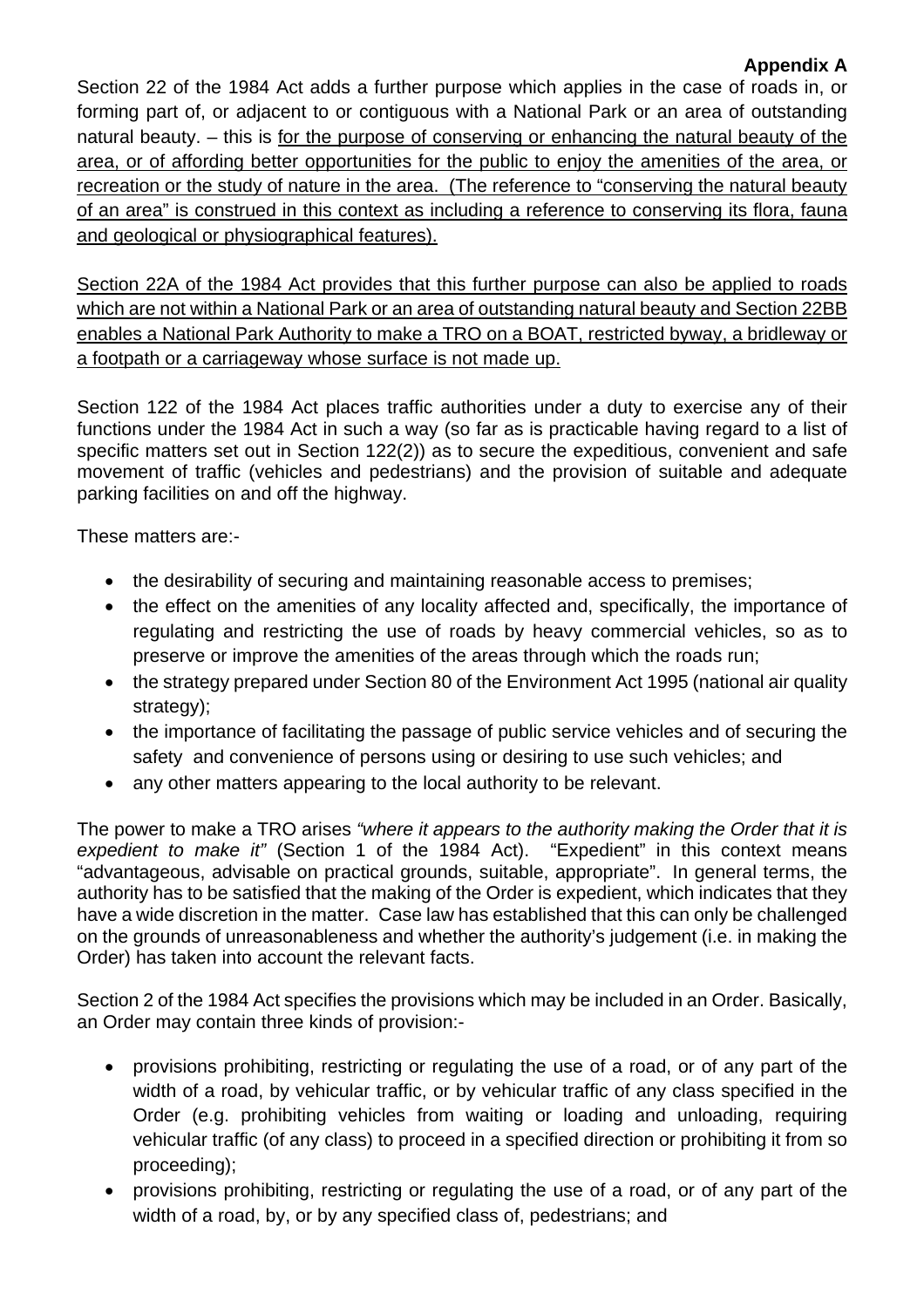**Appendix A**

Section 22 of the 1984 Act adds a further purpose which applies in the case of roads in, or forming part of, or adjacent to or contiguous with a National Park or an area of outstanding natural beauty. – this is <u>for the purpose of conserving or enhancing the natural beauty of the area, or of affording better opportunities for the public to enjoy the amenities of the area, or recreation or the study of nature in the area. (The reference to "conserving the natural beauty of an area" is construed in this context as including a reference to conserving its flora, fauna and geological or physiographical features).</u>

<u>Section 22A of the 1984 Act provides that this further purpose can also be applied to roads which are not within a National Park or an area of outstanding natural beauty and Section 22BB enables a National Park Authority to make a TRO on a BOAT, restricted byway, a bridleway or a footpath or a carriageway whose surface is not made up.</u>

Section 122 of the 1984 Act places traffic authorities under a duty to exercise any of their functions under the 1984 Act in such a way (so far as is practicable having regard to a list of specific matters set out in Section 122(2)) as to secure the expeditious, convenient and safe movement of traffic (vehicles and pedestrians) and the provision of suitable and adequate parking facilities on and off the highway.

These matters are:-

- the desirability of securing and maintaining reasonable access to premises;
- the effect on the amenities of any locality affected and, specifically, the importance of regulating and restricting the use of roads by heavy commercial vehicles, so as to preserve or improve the amenities of the areas through which the roads run;
- the strategy prepared under Section 80 of the Environment Act 1995 (national air quality strategy);
- the importance of facilitating the passage of public service vehicles and of securing the safety and convenience of persons using or desiring to use such vehicles; and
- any other matters appearing to the local authority to be relevant.

The power to make a TRO arises *"where it appears to the authority making the Order that it is expedient to make it"* (Section 1 of the 1984 Act). "Expedient" in this context means "advantageous, advisable on practical grounds, suitable, appropriate". In general terms, the authority has to be satisfied that the making of the Order is expedient, which indicates that they have a wide discretion in the matter. Case law has established that this can only be challenged on the grounds of unreasonableness and whether the authority's judgement (i.e. in making the Order) has taken into account the relevant facts.

Section 2 of the 1984 Act specifies the provisions which may be included in an Order. Basically, an Order may contain three kinds of provision:-

- provisions prohibiting, restricting or regulating the use of a road, or of any part of the width of a road, by vehicular traffic, or by vehicular traffic of any class specified in the Order (e.g. prohibiting vehicles from waiting or loading and unloading, requiring vehicular traffic (of any class) to proceed in a specified direction or prohibiting it from so proceeding);
- provisions prohibiting, restricting or regulating the use of a road, or of any part of the width of a road, by, or by any specified class of, pedestrians; and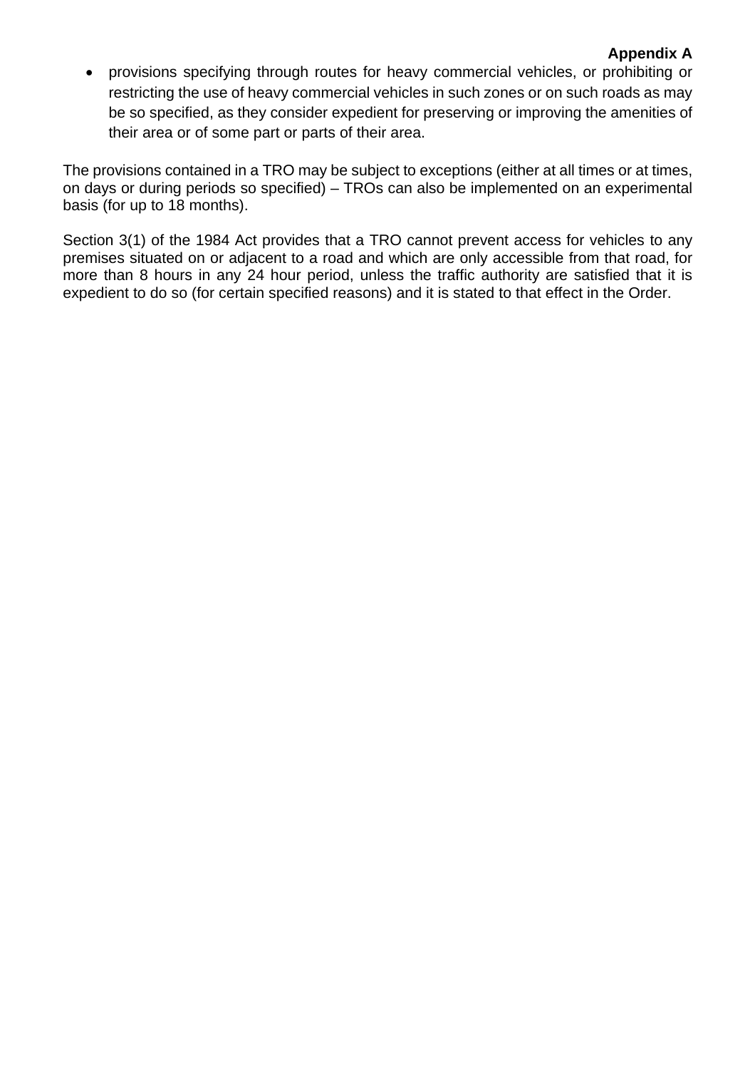**Appendix A**

- provisions specifying through routes for heavy commercial vehicles, or prohibiting or restricting the use of heavy commercial vehicles in such zones or on such roads as may be so specified, as they consider expedient for preserving or improving the amenities of their area or of some part or parts of their area.

The provisions contained in a TRO may be subject to exceptions (either at all times or at times, on days or during periods so specified) – TROs can also be implemented on an experimental basis (for up to 18 months).

Section 3(1) of the 1984 Act provides that a TRO cannot prevent access for vehicles to any premises situated on or adjacent to a road and which are only accessible from that road, for more than 8 hours in any 24 hour period, unless the traffic authority are satisfied that it is expedient to do so (for certain specified reasons) and it is stated to that effect in the Order.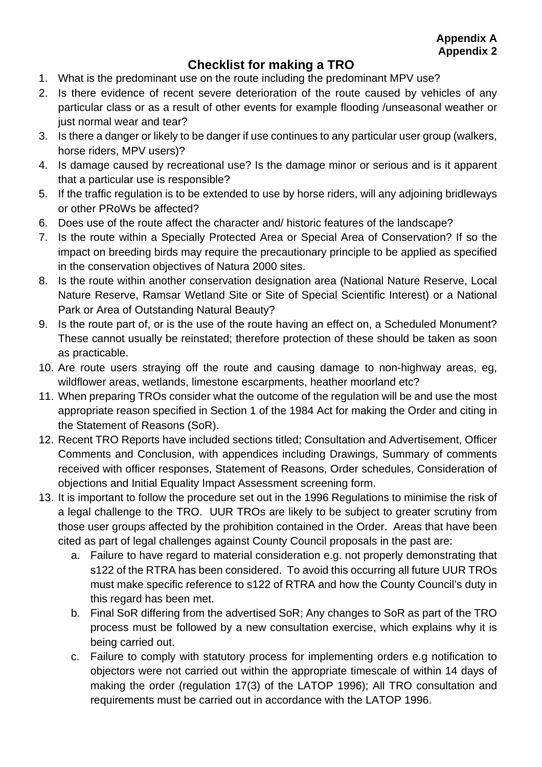**Appendix A**
**Appendix 2**

# Checklist for making a TRO

1. What is the predominant use on the route including the predominant MPV use?
2. Is there evidence of recent severe deterioration of the route caused by vehicles of any particular class or as a result of other events for example flooding /unseasonal weather or just normal wear and tear?
3. Is there a danger or likely to be danger if use continues to any particular user group (walkers, horse riders, MPV users)?
4. Is damage caused by recreational use? Is the damage minor or serious and is it apparent that a particular use is responsible?
5. If the traffic regulation is to be extended to use by horse riders, will any adjoining bridleways or other PRoWs be affected?
6. Does use of the route affect the character and/ historic features of the landscape?
7. Is the route within a Specially Protected Area or Special Area of Conservation? If so the impact on breeding birds may require the precautionary principle to be applied as specified in the conservation objectives of Natura 2000 sites.
8. Is the route within another conservation designation area (National Nature Reserve, Local Nature Reserve, Ramsar Wetland Site or Site of Special Scientific Interest) or a National Park or Area of Outstanding Natural Beauty?
9. Is the route part of, or is the use of the route having an effect on, a Scheduled Monument? These cannot usually be reinstated; therefore protection of these should be taken as soon as practicable.
10. Are route users straying off the route and causing damage to non-highway areas, eg, wildflower areas, wetlands, limestone escarpments, heather moorland etc?
11. When preparing TROs consider what the outcome of the regulation will be and use the most appropriate reason specified in Section 1 of the 1984 Act for making the Order and citing in the Statement of Reasons (SoR).
12. Recent TRO Reports have included sections titled; Consultation and Advertisement, Officer Comments and Conclusion, with appendices including Drawings, Summary of comments received with officer responses, Statement of Reasons, Order schedules, Consideration of objections and Initial Equality Impact Assessment screening form.
13. It is important to follow the procedure set out in the 1996 Regulations to minimise the risk of a legal challenge to the TRO. UUR TROs are likely to be subject to greater scrutiny from those user groups affected by the prohibition contained in the Order. Areas that have been cited as part of legal challenges against County Council proposals in the past are:
    a. Failure to have regard to material consideration e.g. not properly demonstrating that s122 of the RTRA has been considered. To avoid this occurring all future UUR TROs must make specific reference to s122 of RTRA and how the County Council's duty in this regard has been met.
    b. Final SoR differing from the advertised SoR; Any changes to SoR as part of the TRO process must be followed by a new consultation exercise, which explains why it is being carried out.
    c. Failure to comply with statutory process for implementing orders e.g notification to objectors were not carried out within the appropriate timescale of within 14 days of making the order (regulation 17(3) of the LATOP 1996); All TRO consultation and requirements must be carried out in accordance with the LATOP 1996.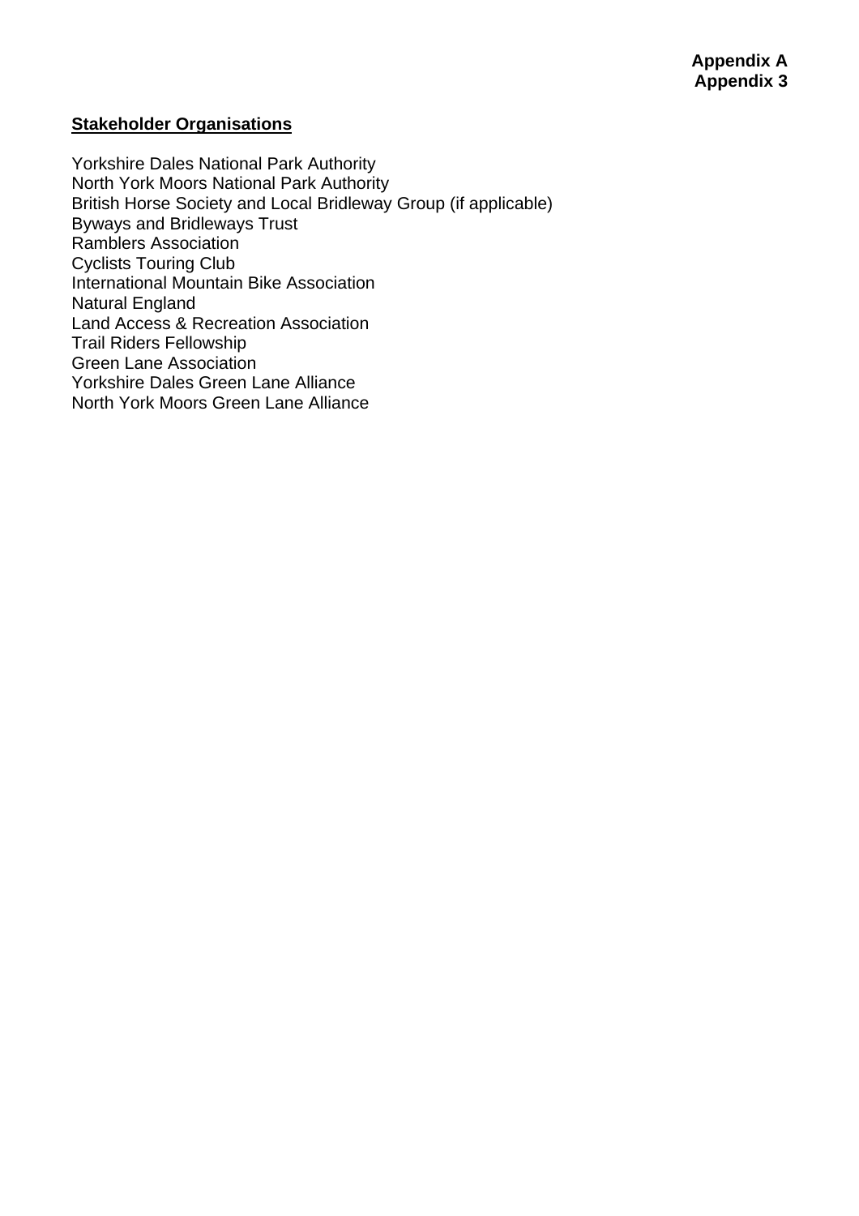**Appendix A**
**Appendix 3**

**Stakeholder Organisations**

Yorkshire Dales National Park Authority
North York Moors National Park Authority
British Horse Society and Local Bridleway Group (if applicable)
Byways and Bridleways Trust
Ramblers Association
Cyclists Touring Club
International Mountain Bike Association
Natural England
Land Access & Recreation Association
Trail Riders Fellowship
Green Lane Association
Yorkshire Dales Green Lane Alliance
North York Moors Green Lane Alliance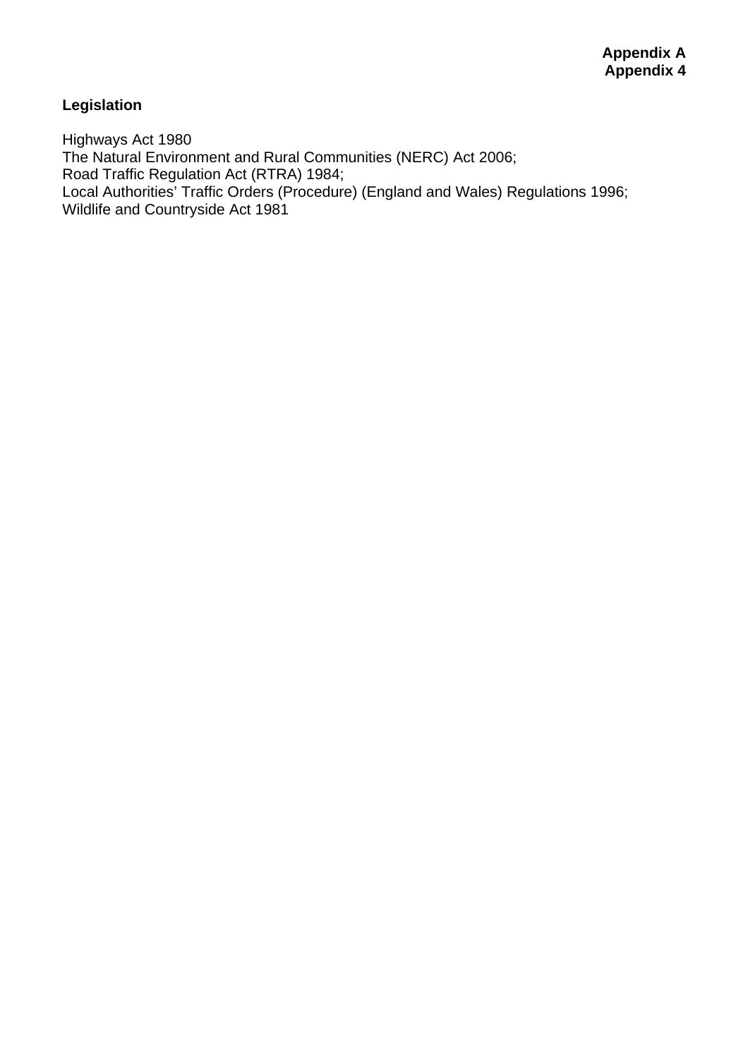**Appendix A**
**Appendix 4**

## Legislation

Highways Act 1980
The Natural Environment and Rural Communities (NERC) Act 2006;
Road Traffic Regulation Act (RTRA) 1984;
Local Authorities' Traffic Orders (Procedure) (England and Wales) Regulations 1996;
Wildlife and Countryside Act 1981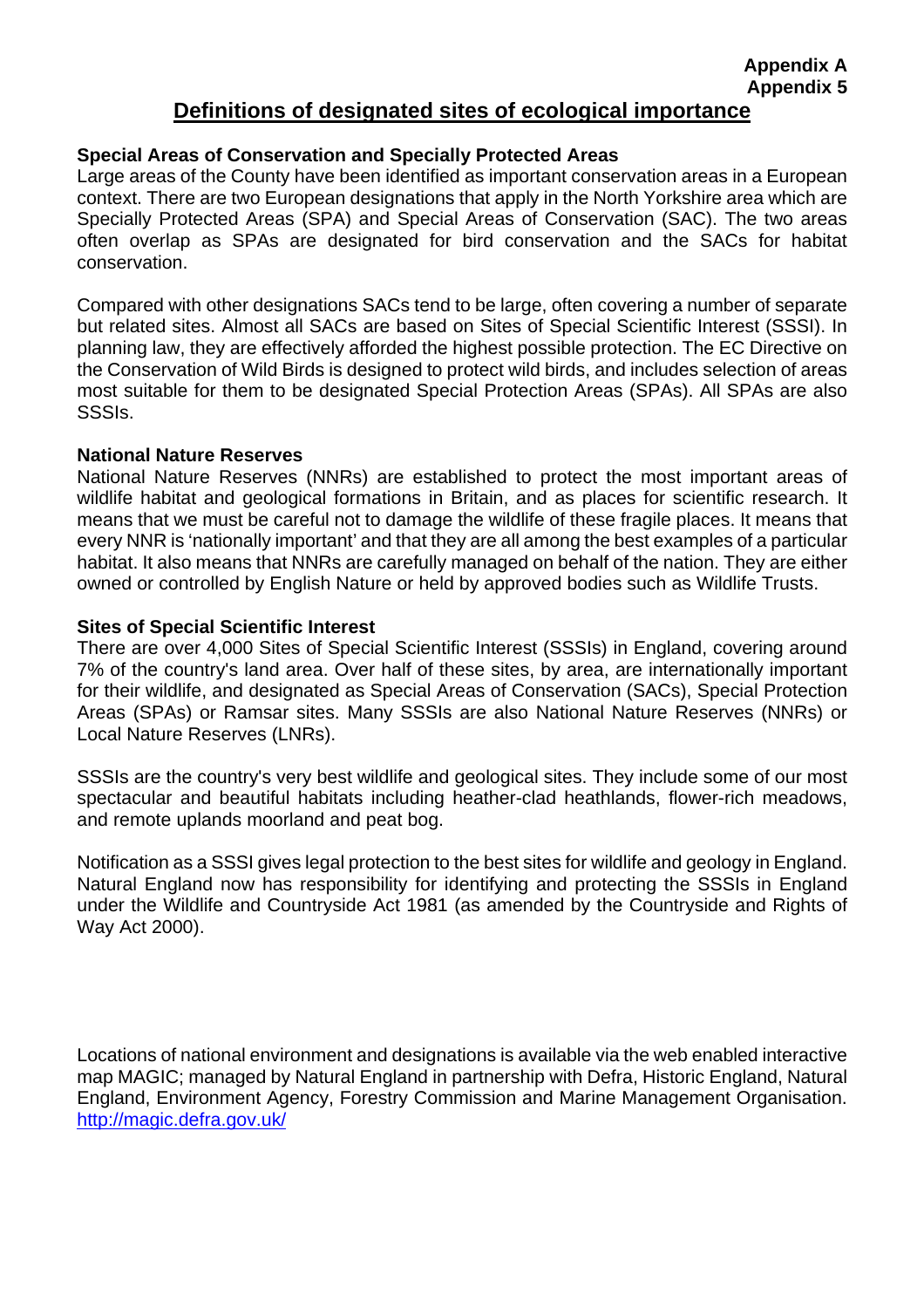**Appendix A**
**Appendix 5**

# Definitions of designated sites of ecological importance

## Special Areas of Conservation and Specially Protected Areas

Large areas of the County have been identified as important conservation areas in a European context. There are two European designations that apply in the North Yorkshire area which are Specially Protected Areas (SPA) and Special Areas of Conservation (SAC). The two areas often overlap as SPAs are designated for bird conservation and the SACs for habitat conservation.

Compared with other designations SACs tend to be large, often covering a number of separate but related sites. Almost all SACs are based on Sites of Special Scientific Interest (SSSI). In planning law, they are effectively afforded the highest possible protection. The EC Directive on the Conservation of Wild Birds is designed to protect wild birds, and includes selection of areas most suitable for them to be designated Special Protection Areas (SPAs). All SPAs are also SSSIs.

## National Nature Reserves

National Nature Reserves (NNRs) are established to protect the most important areas of wildlife habitat and geological formations in Britain, and as places for scientific research. It means that we must be careful not to damage the wildlife of these fragile places. It means that every NNR is 'nationally important' and that they are all among the best examples of a particular habitat. It also means that NNRs are carefully managed on behalf of the nation. They are either owned or controlled by English Nature or held by approved bodies such as Wildlife Trusts.

## Sites of Special Scientific Interest

There are over 4,000 Sites of Special Scientific Interest (SSSIs) in England, covering around 7% of the country's land area. Over half of these sites, by area, are internationally important for their wildlife, and designated as Special Areas of Conservation (SACs), Special Protection Areas (SPAs) or Ramsar sites. Many SSSIs are also National Nature Reserves (NNRs) or Local Nature Reserves (LNRs).

SSSIs are the country's very best wildlife and geological sites. They include some of our most spectacular and beautiful habitats including heather-clad heathlands, flower-rich meadows, and remote uplands moorland and peat bog.

Notification as a SSSI gives legal protection to the best sites for wildlife and geology in England. Natural England now has responsibility for identifying and protecting the SSSIs in England under the Wildlife and Countryside Act 1981 (as amended by the Countryside and Rights of Way Act 2000).

Locations of national environment and designations is available via the web enabled interactive map MAGIC; managed by Natural England in partnership with Defra, Historic England, Natural England, Environment Agency, Forestry Commission and Marine Management Organisation. http://magic.defra.gov.uk/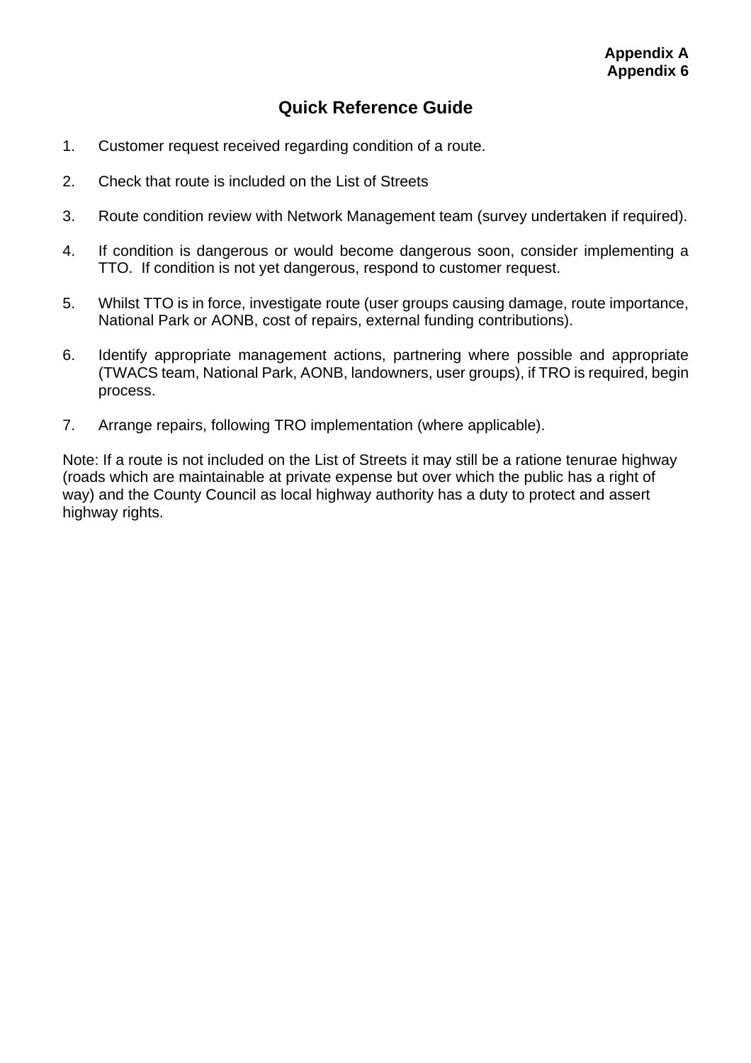**Appendix A**
**Appendix 6**

## Quick Reference Guide

1. Customer request received regarding condition of a route.

2. Check that route is included on the List of Streets

3. Route condition review with Network Management team (survey undertaken if required).

4. If condition is dangerous or would become dangerous soon, consider implementing a TTO. If condition is not yet dangerous, respond to customer request.

5. Whilst TTO is in force, investigate route (user groups causing damage, route importance, National Park or AONB, cost of repairs, external funding contributions).

6. Identify appropriate management actions, partnering where possible and appropriate (TWACS team, National Park, AONB, landowners, user groups), if TRO is required, begin process.

7. Arrange repairs, following TRO implementation (where applicable).

Note: If a route is not included on the List of Streets it may still be a ratione tenurae highway (roads which are maintainable at private expense but over which the public has a right of way) and the County Council as local highway authority has a duty to protect and assert highway rights.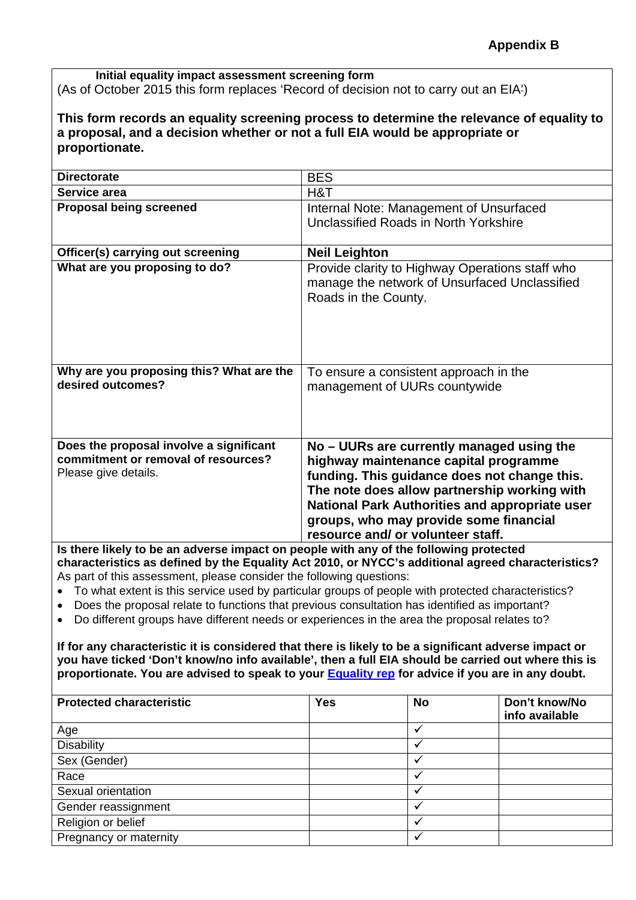**Appendix B**

**Initial equality impact assessment screening form**

(As of October 2015 this form replaces 'Record of decision not to carry out an EIA'[1])

**This form records an equality screening process to determine the relevance of equality to a proposal, and a decision whether or not a full EIA would be appropriate or proportionate.**

| | |
|---|---|
| **Directorate** | BES |
| **Service area** | H&T |
| **Proposal being screened** | Internal Note: Management of Unsurfaced Unclassified Roads in North Yorkshire |
| **Officer(s) carrying out screening** | **Neil Leighton** |
| **What are you proposing to do?** | Provide clarity to Highway Operations staff who manage the network of Unsurfaced Unclassified Roads in the County. |
| **Why are you proposing this? What are the desired outcomes?** | To ensure a consistent approach in the management of UURs countywide |
| **Does the proposal involve a significant commitment or removal of resources?** Please give details. | **No – UURs are currently managed using the highway maintenance capital programme funding. This guidance does not change this. The note does allow partnership working with National Park Authorities and appropriate user groups, who may provide some financial resource and/ or volunteer staff.** |

**Is there likely to be an adverse impact on people with any of the following protected characteristics as defined by the Equality Act 2010, or NYCC's additional agreed characteristics?**

As part of this assessment, please consider the following questions:

- To what extent is this service used by particular groups of people with protected characteristics?
- Does the proposal relate to functions that previous consultation has identified as important?
- Do different groups have different needs or experiences in the area the proposal relates to?

**If for any characteristic it is considered that there is likely to be a significant adverse impact or you have ticked 'Don't know/no info available', then a full EIA should be carried out where this is proportionate. You are advised to speak to your [Equality rep] for advice if you are in any doubt.**

| Protected characteristic | Yes | No | Don't know/No info available |
|---|---|---|---|
| Age | | ✓ | |
| Disability | | ✓ | |
| Sex (Gender) | | ✓ | |
| Race | | ✓ | |
| Sexual orientation | | ✓ | |
| Gender reassignment | | ✓ | |
| Religion or belief | | ✓ | |
| Pregnancy or maternity | | ✓ | |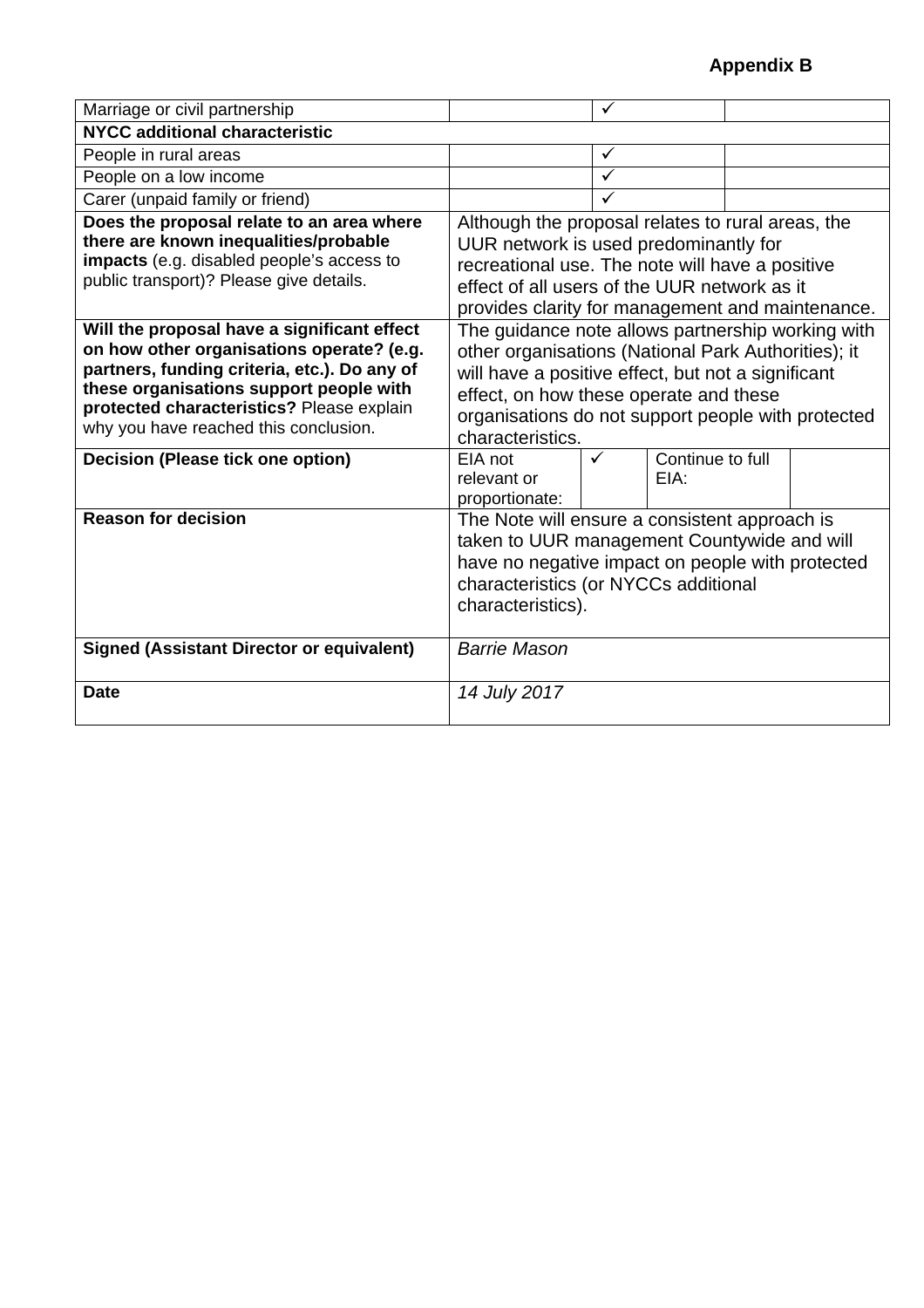**Appendix B**

| | | | | |
|---|---|---|---|---|
| Marriage or civil partnership | | ✓ | | |
| **NYCC additional characteristic** | | | | |
| People in rural areas | | ✓ | | |
| People on a low income | | ✓ | | |
| Carer (unpaid family or friend) | | ✓ | | |
| **Does the proposal relate to an area where there are known inequalities/probable impacts** (e.g. disabled people's access to public transport)? Please give details. | Although the proposal relates to rural areas, the UUR network is used predominantly for recreational use. The note will have a positive effect of all users of the UUR network as it provides clarity for management and maintenance. | | | |
| **Will the proposal have a significant effect on how other organisations operate? (e.g. partners, funding criteria, etc.). Do any of these organisations support people with protected characteristics?** Please explain why you have reached this conclusion. | The guidance note allows partnership working with other organisations (National Park Authorities); it will have a positive effect, but not a significant effect, on how these operate and these organisations do not support people with protected characteristics. | | | |
| **Decision (Please tick one option)** | EIA not relevant or proportionate: | ✓ | Continue to full EIA: | |
| **Reason for decision** | The Note will ensure a consistent approach is taken to UUR management Countywide and will have no negative impact on people with protected characteristics (or NYCCs additional characteristics). | | | |
| **Signed (Assistant Director or equivalent)** | *Barrie Mason* | | | |
| **Date** | *14 July 2017* | | | |